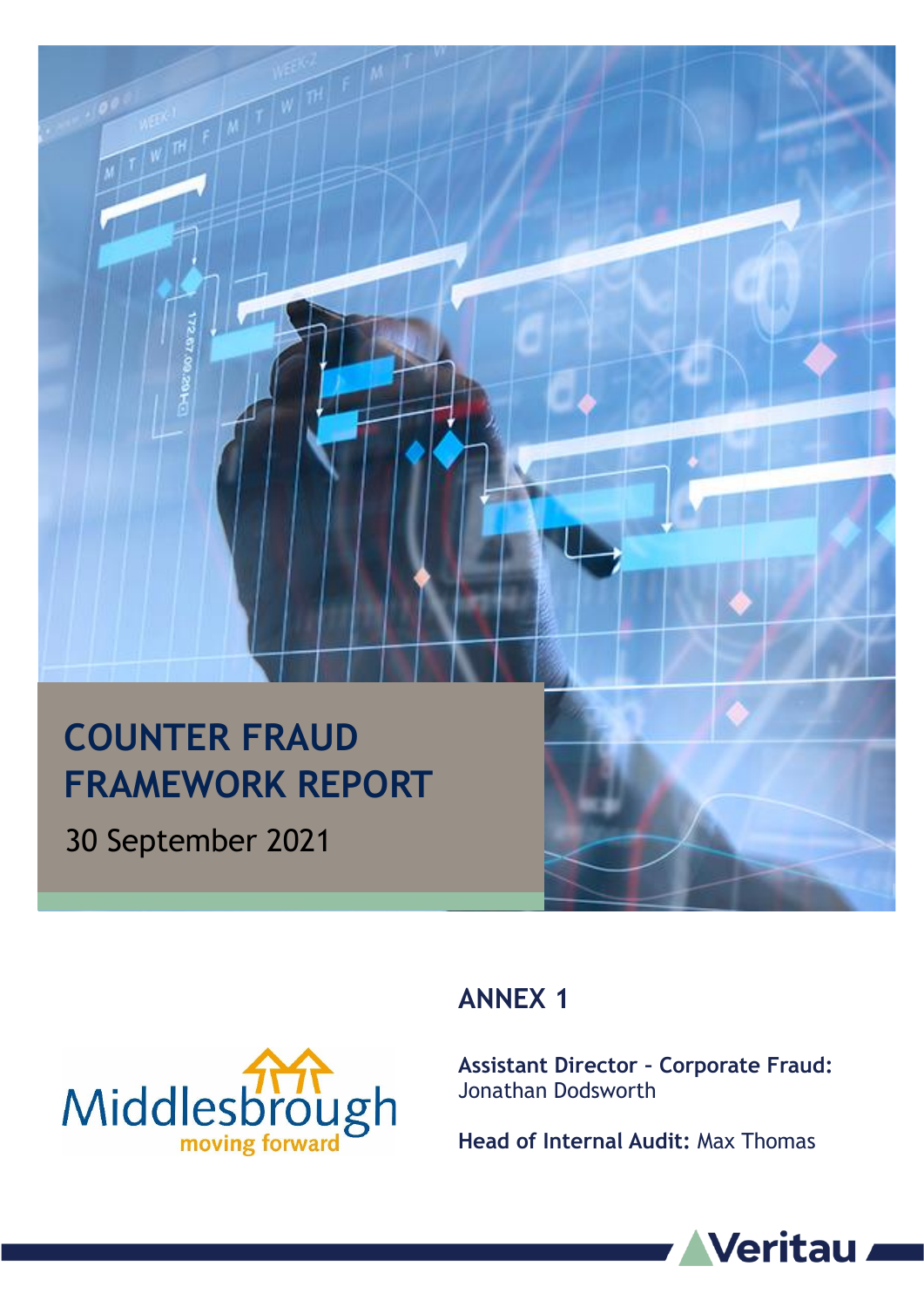# COUNTER FRAUD FRAMEWORK REPORT

30 September 2021

Middlesbrough
moving forward

## ANNEX 1

**Assistant Director – Corporate Fraud:** Jonathan Dodsworth

**Head of Internal Audit:** Max Thomas

Veritau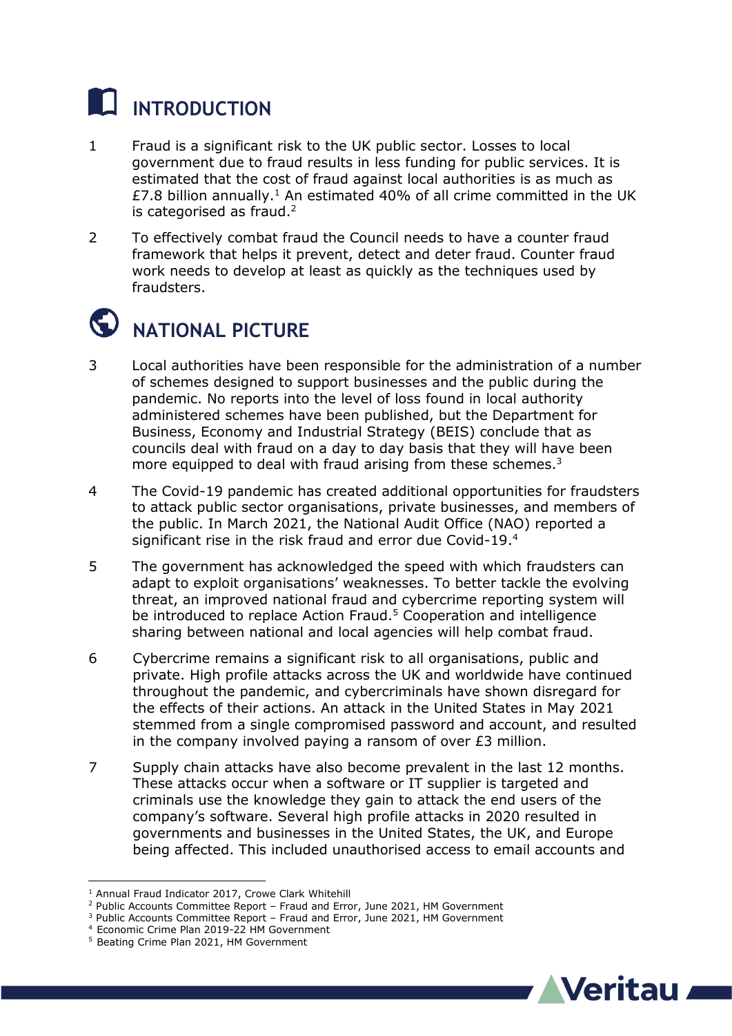## INTRODUCTION

1 Fraud is a significant risk to the UK public sector. Losses to local government due to fraud results in less funding for public services. It is estimated that the cost of fraud against local authorities is as much as £7.8 billion annually.[1] An estimated 40% of all crime committed in the UK is categorised as fraud.[2]

2 To effectively combat fraud the Council needs to have a counter fraud framework that helps it prevent, detect and deter fraud. Counter fraud work needs to develop at least as quickly as the techniques used by fraudsters.

## NATIONAL PICTURE

3 Local authorities have been responsible for the administration of a number of schemes designed to support businesses and the public during the pandemic. No reports into the level of loss found in local authority administered schemes have been published, but the Department for Business, Economy and Industrial Strategy (BEIS) conclude that as councils deal with fraud on a day to day basis that they will have been more equipped to deal with fraud arising from these schemes.[3]

4 The Covid-19 pandemic has created additional opportunities for fraudsters to attack public sector organisations, private businesses, and members of the public. In March 2021, the National Audit Office (NAO) reported a significant rise in the risk fraud and error due Covid-19.[4]

5 The government has acknowledged the speed with which fraudsters can adapt to exploit organisations' weaknesses. To better tackle the evolving threat, an improved national fraud and cybercrime reporting system will be introduced to replace Action Fraud.[5] Cooperation and intelligence sharing between national and local agencies will help combat fraud.

6 Cybercrime remains a significant risk to all organisations, public and private. High profile attacks across the UK and worldwide have continued throughout the pandemic, and cybercriminals have shown disregard for the effects of their actions. An attack in the United States in May 2021 stemmed from a single compromised password and account, and resulted in the company involved paying a ransom of over £3 million.

7 Supply chain attacks have also become prevalent in the last 12 months. These attacks occur when a software or IT supplier is targeted and criminals use the knowledge they gain to attack the end users of the company's software. Several high profile attacks in 2020 resulted in governments and businesses in the United States, the UK, and Europe being affected. This included unauthorised access to email accounts and

---

[1] Annual Fraud Indicator 2017, Crowe Clark Whitehill
[2] Public Accounts Committee Report – Fraud and Error, June 2021, HM Government
[3] Public Accounts Committee Report – Fraud and Error, June 2021, HM Government
[4] Economic Crime Plan 2019-22 HM Government
[5] Beating Crime Plan 2021, HM Government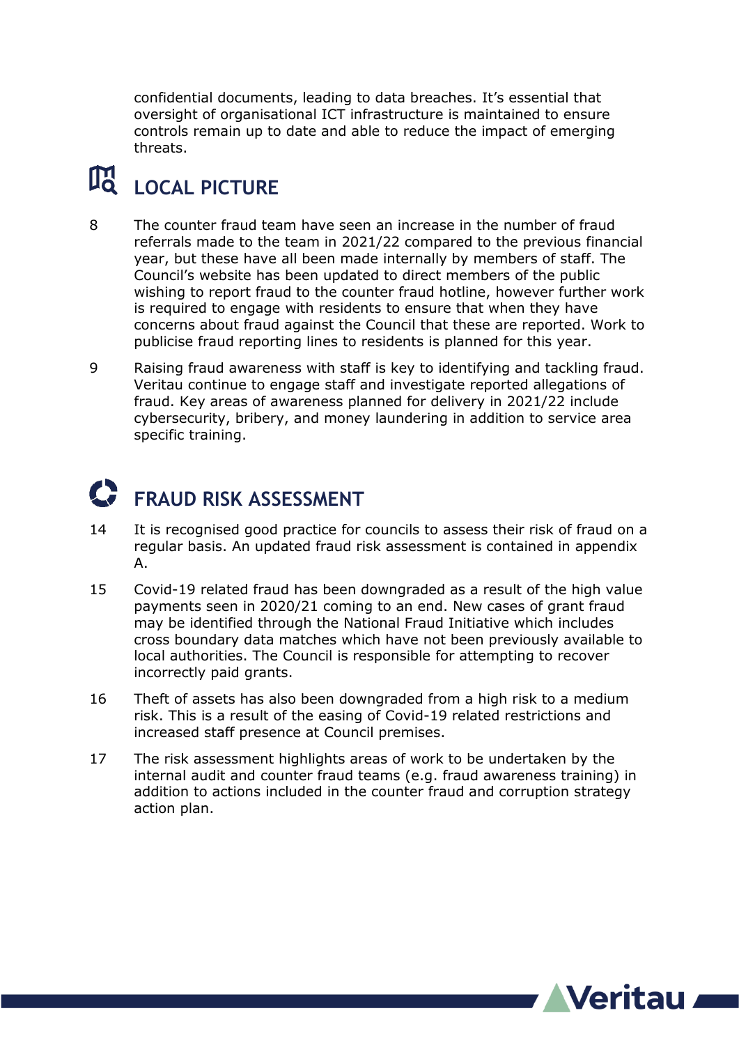confidential documents, leading to data breaches. It's essential that oversight of organisational ICT infrastructure is maintained to ensure controls remain up to date and able to reduce the impact of emerging threats.

## LOCAL PICTURE

8 The counter fraud team have seen an increase in the number of fraud referrals made to the team in 2021/22 compared to the previous financial year, but these have all been made internally by members of staff. The Council's website has been updated to direct members of the public wishing to report fraud to the counter fraud hotline, however further work is required to engage with residents to ensure that when they have concerns about fraud against the Council that these are reported. Work to publicise fraud reporting lines to residents is planned for this year.

9 Raising fraud awareness with staff is key to identifying and tackling fraud. Veritau continue to engage staff and investigate reported allegations of fraud. Key areas of awareness planned for delivery in 2021/22 include cybersecurity, bribery, and money laundering in addition to service area specific training.

## FRAUD RISK ASSESSMENT

14 It is recognised good practice for councils to assess their risk of fraud on a regular basis. An updated fraud risk assessment is contained in appendix A.

15 Covid-19 related fraud has been downgraded as a result of the high value payments seen in 2020/21 coming to an end. New cases of grant fraud may be identified through the National Fraud Initiative which includes cross boundary data matches which have not been previously available to local authorities. The Council is responsible for attempting to recover incorrectly paid grants.

16 Theft of assets has also been downgraded from a high risk to a medium risk. This is a result of the easing of Covid-19 related restrictions and increased staff presence at Council premises.

17 The risk assessment highlights areas of work to be undertaken by the internal audit and counter fraud teams (e.g. fraud awareness training) in addition to actions included in the counter fraud and corruption strategy action plan.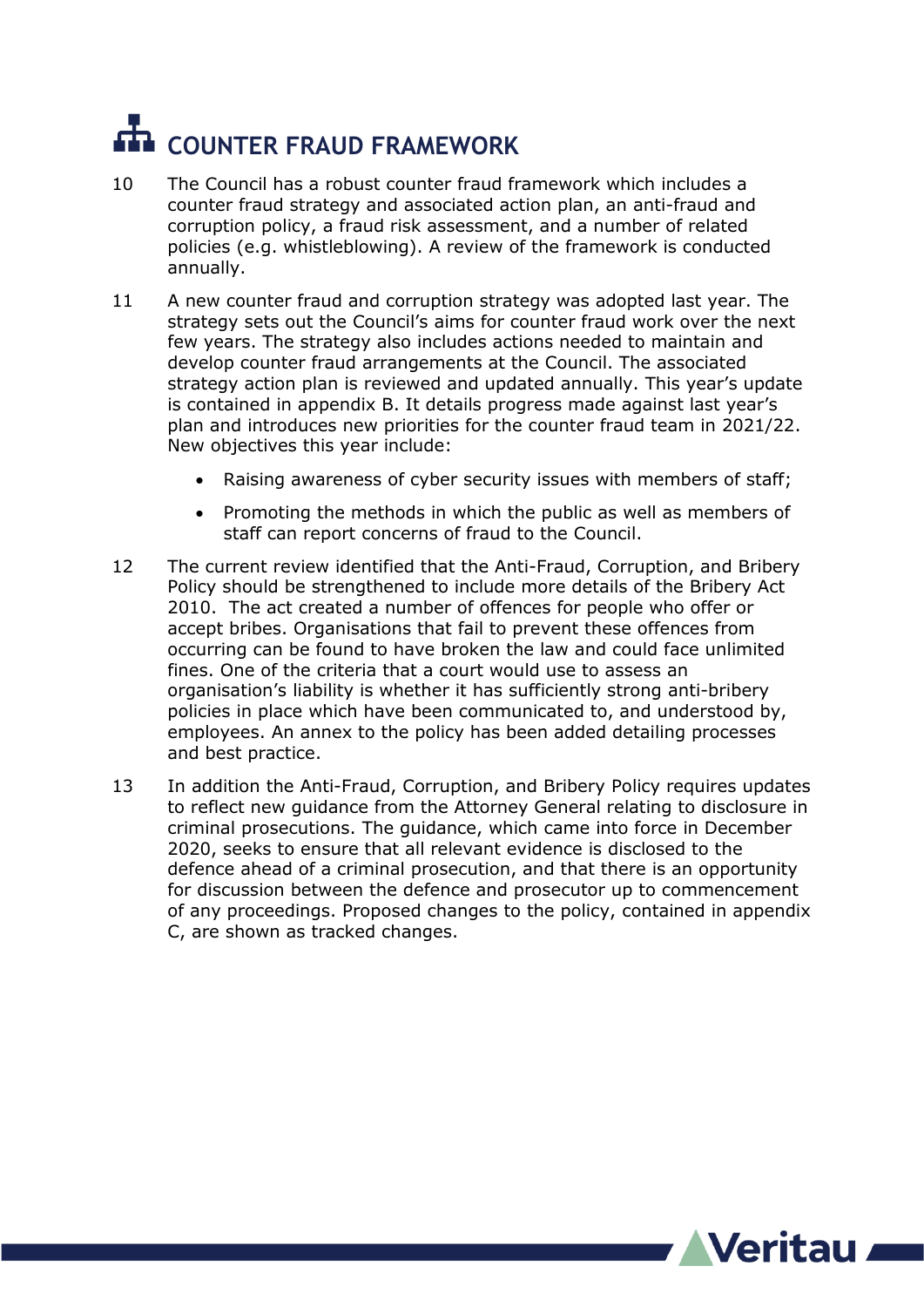# COUNTER FRAUD FRAMEWORK

10 The Council has a robust counter fraud framework which includes a counter fraud strategy and associated action plan, an anti-fraud and corruption policy, a fraud risk assessment, and a number of related policies (e.g. whistleblowing). A review of the framework is conducted annually.

11 A new counter fraud and corruption strategy was adopted last year. The strategy sets out the Council's aims for counter fraud work over the next few years. The strategy also includes actions needed to maintain and develop counter fraud arrangements at the Council. The associated strategy action plan is reviewed and updated annually. This year's update is contained in appendix B. It details progress made against last year's plan and introduces new priorities for the counter fraud team in 2021/22. New objectives this year include:

- Raising awareness of cyber security issues with members of staff;
- Promoting the methods in which the public as well as members of staff can report concerns of fraud to the Council.

12 The current review identified that the Anti-Fraud, Corruption, and Bribery Policy should be strengthened to include more details of the Bribery Act 2010. The act created a number of offences for people who offer or accept bribes. Organisations that fail to prevent these offences from occurring can be found to have broken the law and could face unlimited fines. One of the criteria that a court would use to assess an organisation's liability is whether it has sufficiently strong anti-bribery policies in place which have been communicated to, and understood by, employees. An annex to the policy has been added detailing processes and best practice.

13 In addition the Anti-Fraud, Corruption, and Bribery Policy requires updates to reflect new guidance from the Attorney General relating to disclosure in criminal prosecutions. The guidance, which came into force in December 2020, seeks to ensure that all relevant evidence is disclosed to the defence ahead of a criminal prosecution, and that there is an opportunity for discussion between the defence and prosecutor up to commencement of any proceedings. Proposed changes to the policy, contained in appendix C, are shown as tracked changes.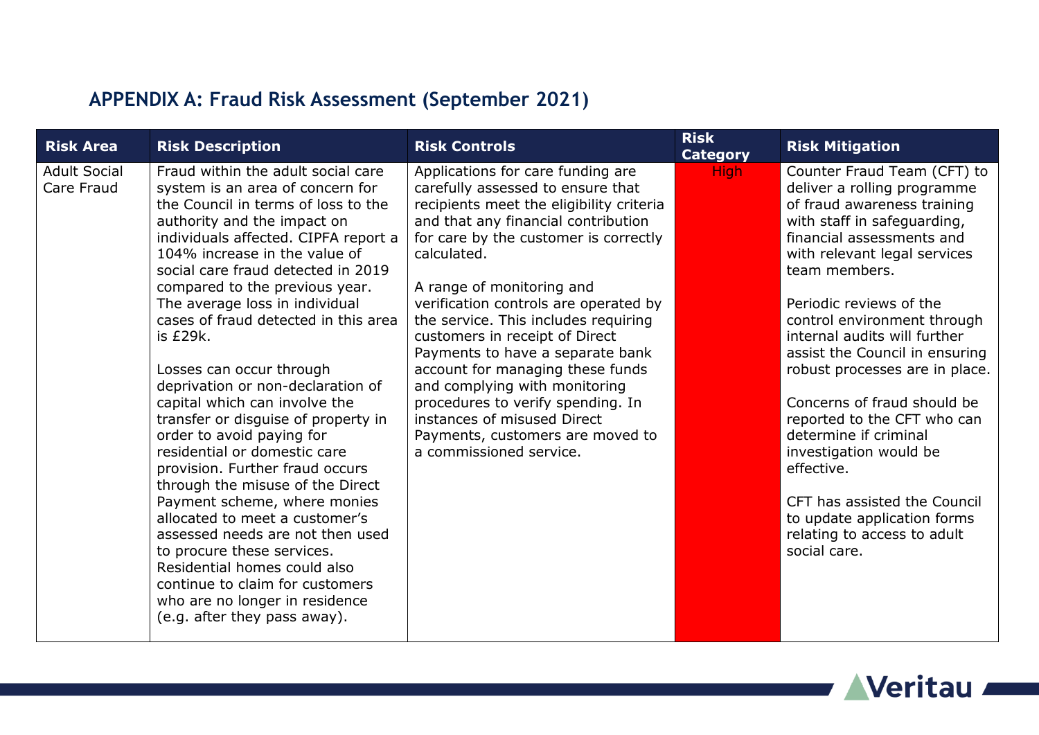## APPENDIX A: Fraud Risk Assessment (September 2021)

| Risk Area | Risk Description | Risk Controls | Risk Category | Risk Mitigation |
|---|---|---|---|---|
| Adult Social Care Fraud | Fraud within the adult social care system is an area of concern for the Council in terms of loss to the authority and the impact on individuals affected. CIPFA report a 104% increase in the value of social care fraud detected in 2019 compared to the previous year. The average loss in individual cases of fraud detected in this area is £29k.<br><br>Losses can occur through deprivation or non-declaration of capital which can involve the transfer or disguise of property in order to avoid paying for residential or domestic care provision. Further fraud occurs through the misuse of the Direct Payment scheme, where monies allocated to meet a customer's assessed needs are not then used to procure these services. Residential homes could also continue to claim for customers who are no longer in residence (e.g. after they pass away). | Applications for care funding are carefully assessed to ensure that recipients meet the eligibility criteria and that any financial contribution for care by the customer is correctly calculated.<br><br>A range of monitoring and verification controls are operated by the service. This includes requiring customers in receipt of Direct Payments to have a separate bank account for managing these funds and complying with monitoring procedures to verify spending. In instances of misused Direct Payments, customers are moved to a commissioned service. | High | Counter Fraud Team (CFT) to deliver a rolling programme of fraud awareness training with staff in safeguarding, financial assessments and with relevant legal services team members.<br><br>Periodic reviews of the control environment through internal audits will further assist the Council in ensuring robust processes are in place.<br><br>Concerns of fraud should be reported to the CFT who can determine if criminal investigation would be effective.<br><br>CFT has assisted the Council to update application forms relating to access to adult social care. |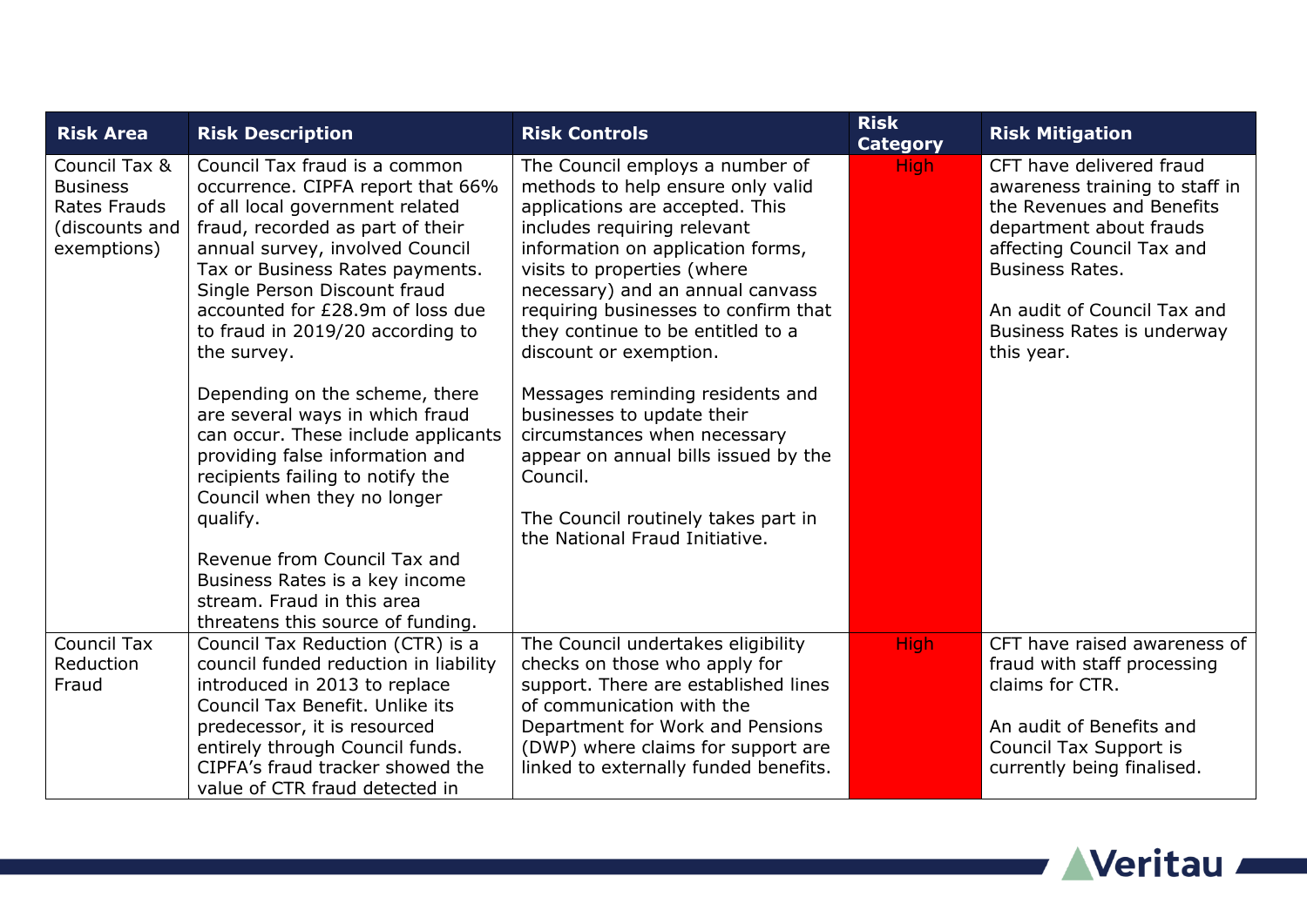| Risk Area | Risk Description | Risk Controls | Risk Category | Risk Mitigation |
|---|---|---|---|---|
| Council Tax & Business Rates Frauds (discounts and exemptions) | Council Tax fraud is a common occurrence. CIPFA report that 66% of all local government related fraud, recorded as part of their annual survey, involved Council Tax or Business Rates payments. Single Person Discount fraud accounted for £28.9m of loss due to fraud in 2019/20 according to the survey.<br><br>Depending on the scheme, there are several ways in which fraud can occur. These include applicants providing false information and recipients failing to notify the Council when they no longer qualify.<br><br>Revenue from Council Tax and Business Rates is a key income stream. Fraud in this area threatens this source of funding. | The Council employs a number of methods to help ensure only valid applications are accepted. This includes requiring relevant information on application forms, visits to properties (where necessary) and an annual canvass requiring businesses to confirm that they continue to be entitled to a discount or exemption.<br><br>Messages reminding residents and businesses to update their circumstances when necessary appear on annual bills issued by the Council.<br><br>The Council routinely takes part in the National Fraud Initiative. | High | CFT have delivered fraud awareness training to staff in the Revenues and Benefits department about frauds affecting Council Tax and Business Rates.<br><br>An audit of Council Tax and Business Rates is underway this year. |
| Council Tax Reduction Fraud | Council Tax Reduction (CTR) is a council funded reduction in liability introduced in 2013 to replace Council Tax Benefit. Unlike its predecessor, it is resourced entirely through Council funds. CIPFA's fraud tracker showed the value of CTR fraud detected in | The Council undertakes eligibility checks on those who apply for support. There are established lines of communication with the Department for Work and Pensions (DWP) where claims for support are linked to externally funded benefits. | High | CFT have raised awareness of fraud with staff processing claims for CTR.<br><br>An audit of Benefits and Council Tax Support is currently being finalised. |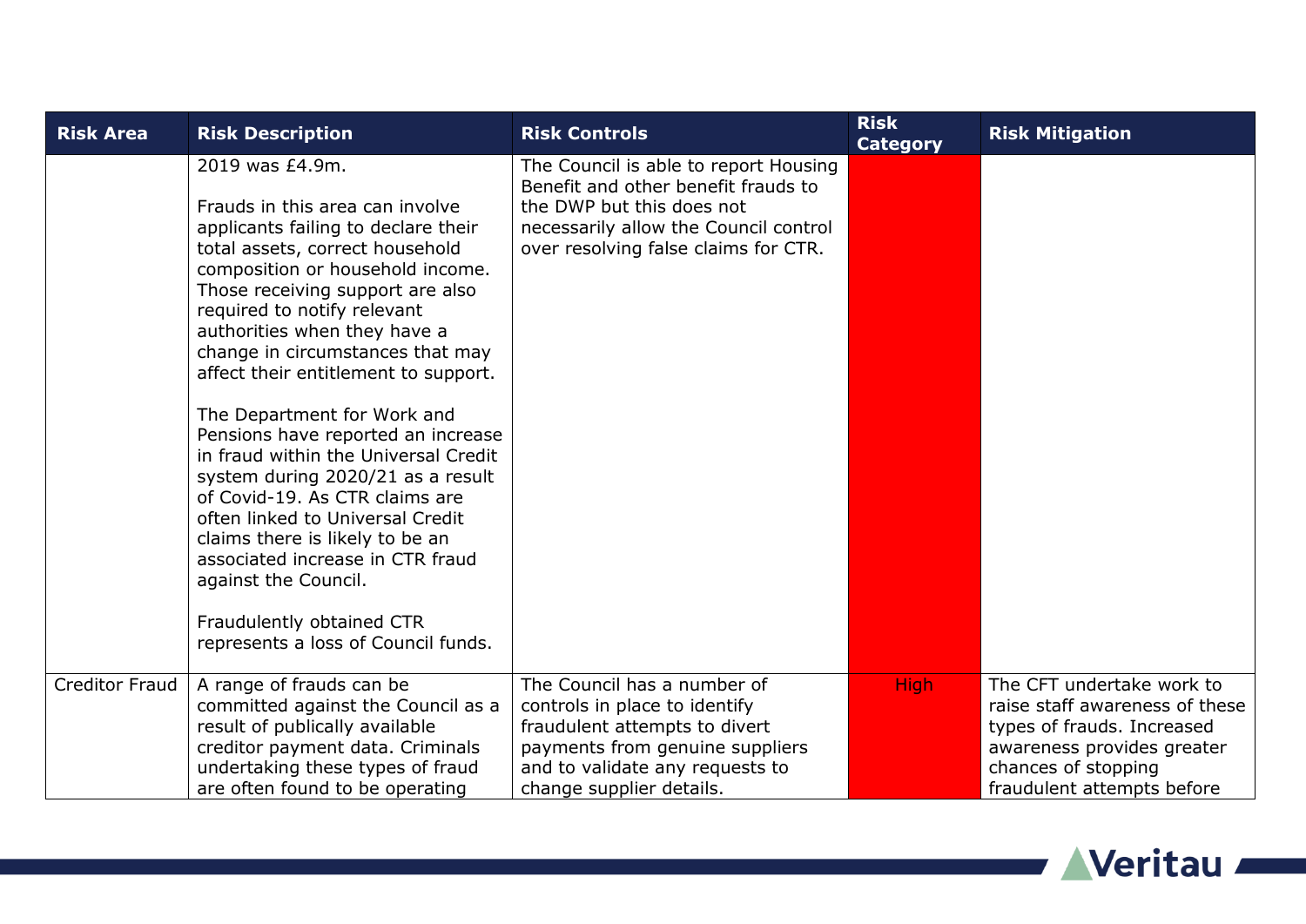| Risk Area | Risk Description | Risk Controls | Risk Category | Risk Mitigation |
|---|---|---|---|---|
| | 2019 was £4.9m.<br><br>Frauds in this area can involve applicants failing to declare their total assets, correct household composition or household income. Those receiving support are also required to notify relevant authorities when they have a change in circumstances that may affect their entitlement to support.<br><br>The Department for Work and Pensions have reported an increase in fraud within the Universal Credit system during 2020/21 as a result of Covid-19. As CTR claims are often linked to Universal Credit claims there is likely to be an associated increase in CTR fraud against the Council.<br><br>Fraudulently obtained CTR represents a loss of Council funds. | The Council is able to report Housing Benefit and other benefit frauds to the DWP but this does not necessarily allow the Council control over resolving false claims for CTR. | | |
| Creditor Fraud | A range of frauds can be committed against the Council as a result of publically available creditor payment data. Criminals undertaking these types of fraud are often found to be operating | The Council has a number of controls in place to identify fraudulent attempts to divert payments from genuine suppliers and to validate any requests to change supplier details. | High | The CFT undertake work to raise staff awareness of these types of frauds. Increased awareness provides greater chances of stopping fraudulent attempts before |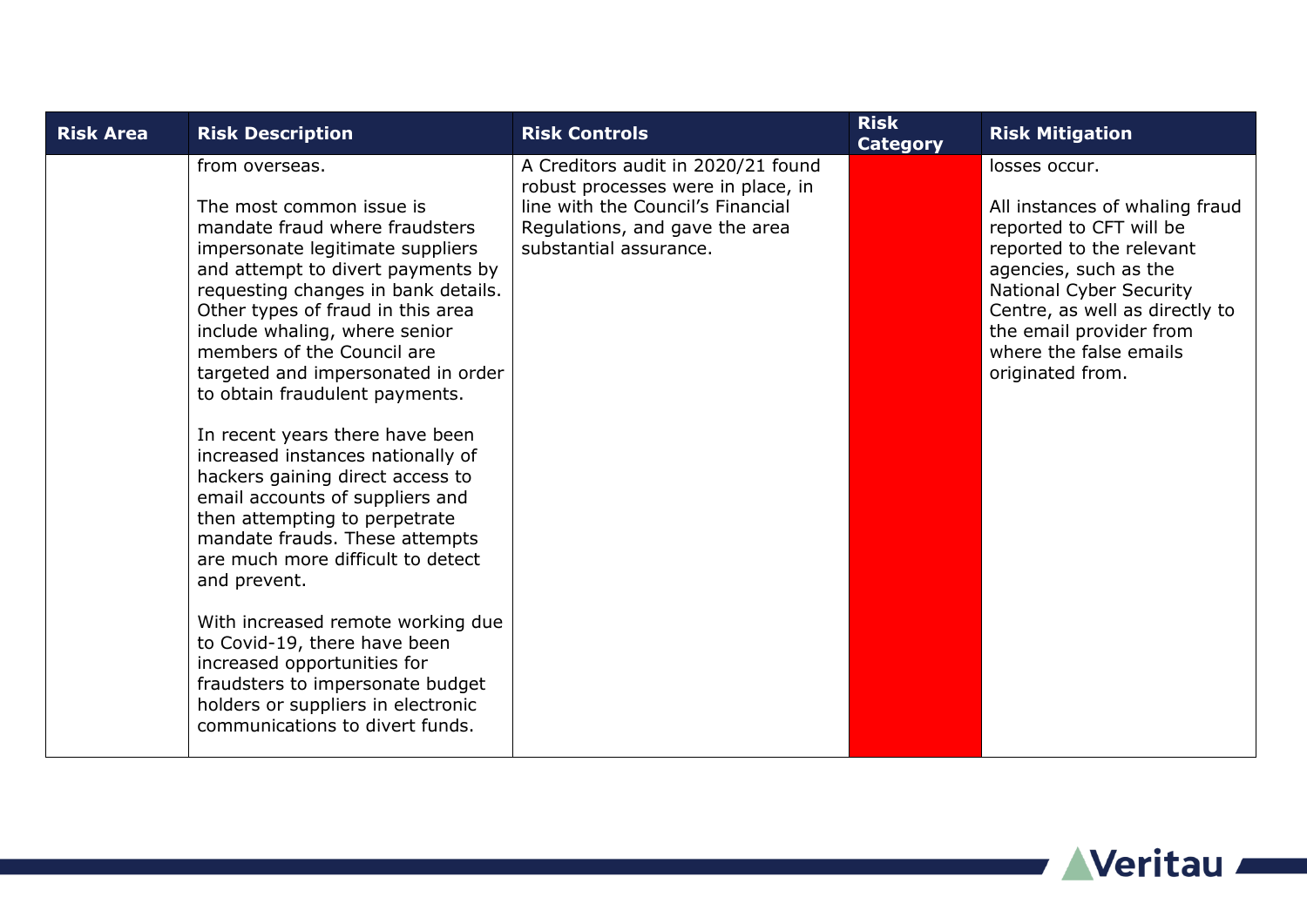| Risk Area | Risk Description | Risk Controls | Risk Category | Risk Mitigation |
|---|---|---|---|---|
| | from overseas.<br><br>The most common issue is mandate fraud where fraudsters impersonate legitimate suppliers and attempt to divert payments by requesting changes in bank details. Other types of fraud in this area include whaling, where senior members of the Council are targeted and impersonated in order to obtain fraudulent payments.<br><br>In recent years there have been increased instances nationally of hackers gaining direct access to email accounts of suppliers and then attempting to perpetrate mandate frauds. These attempts are much more difficult to detect and prevent.<br><br>With increased remote working due to Covid-19, there have been increased opportunities for fraudsters to impersonate budget holders or suppliers in electronic communications to divert funds. | A Creditors audit in 2020/21 found robust processes were in place, in line with the Council's Financial Regulations, and gave the area substantial assurance. | | losses occur.<br><br>All instances of whaling fraud reported to CFT will be reported to the relevant agencies, such as the National Cyber Security Centre, as well as directly to the email provider from where the false emails originated from. |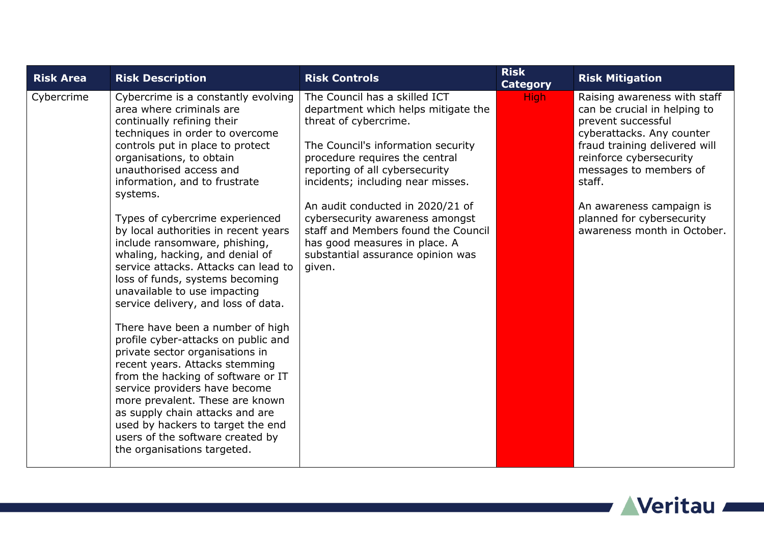| Risk Area | Risk Description | Risk Controls | Risk Category | Risk Mitigation |
|---|---|---|---|---|
| Cybercrime | Cybercrime is a constantly evolving area where criminals are continually refining their techniques in order to overcome controls put in place to protect organisations, to obtain unauthorised access and information, and to frustrate systems.<br><br>Types of cybercrime experienced by local authorities in recent years include ransomware, phishing, whaling, hacking, and denial of service attacks. Attacks can lead to loss of funds, systems becoming unavailable to use impacting service delivery, and loss of data.<br><br>There have been a number of high profile cyber-attacks on public and private sector organisations in recent years. Attacks stemming from the hacking of software or IT service providers have become more prevalent. These are known as supply chain attacks and are used by hackers to target the end users of the software created by the organisations targeted. | The Council has a skilled ICT department which helps mitigate the threat of cybercrime.<br><br>The Council's information security procedure requires the central reporting of all cybersecurity incidents; including near misses.<br><br>An audit conducted in 2020/21 of cybersecurity awareness amongst staff and Members found the Council has good measures in place. A substantial assurance opinion was given. | High | Raising awareness with staff can be crucial in helping to prevent successful cyberattacks. Any counter fraud training delivered will reinforce cybersecurity messages to members of staff.<br><br>An awareness campaign is planned for cybersecurity awareness month in October. |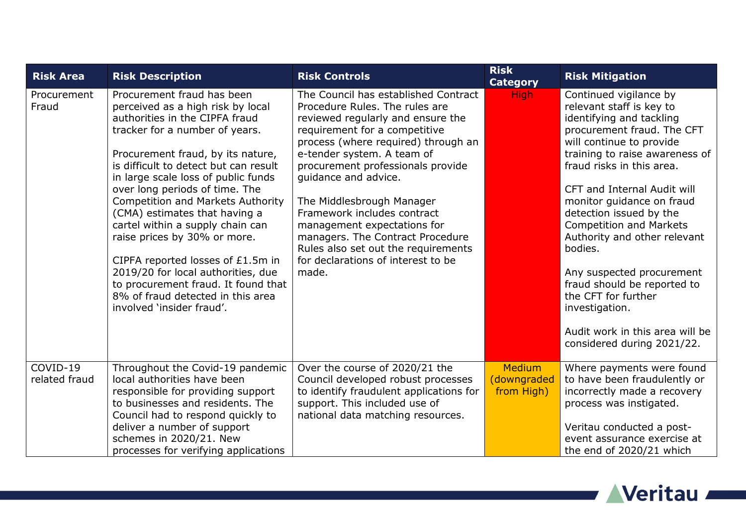| Risk Area | Risk Description | Risk Controls | Risk Category | Risk Mitigation |
|---|---|---|---|---|
| Procurement Fraud | Procurement fraud has been perceived as a high risk by local authorities in the CIPFA fraud tracker for a number of years.<br><br>Procurement fraud, by its nature, is difficult to detect but can result in large scale loss of public funds over long periods of time. The Competition and Markets Authority (CMA) estimates that having a cartel within a supply chain can raise prices by 30% or more.<br><br>CIPFA reported losses of £1.5m in 2019/20 for local authorities, due to procurement fraud. It found that 8% of fraud detected in this area involved 'insider fraud'. | The Council has established Contract Procedure Rules. The rules are reviewed regularly and ensure the requirement for a competitive process (where required) through an e-tender system. A team of procurement professionals provide guidance and advice.<br><br>The Middlesbrough Manager Framework includes contract management expectations for managers. The Contract Procedure Rules also set out the requirements for declarations of interest to be made. | High | Continued vigilance by relevant staff is key to identifying and tackling procurement fraud. The CFT will continue to provide training to raise awareness of fraud risks in this area.<br><br>CFT and Internal Audit will monitor guidance on fraud detection issued by the Competition and Markets Authority and other relevant bodies.<br><br>Any suspected procurement fraud should be reported to the CFT for further investigation.<br><br>Audit work in this area will be considered during 2021/22. |
| COVID-19 related fraud | Throughout the Covid-19 pandemic local authorities have been responsible for providing support to businesses and residents. The Council had to respond quickly to deliver a number of support schemes in 2020/21. New processes for verifying applications | Over the course of 2020/21 the Council developed robust processes to identify fraudulent applications for support. This included use of national data matching resources. | Medium (downgraded from High) | Where payments were found to have been fraudulently or incorrectly made a recovery process was instigated.<br><br>Veritau conducted a post-event assurance exercise at the end of 2020/21 which |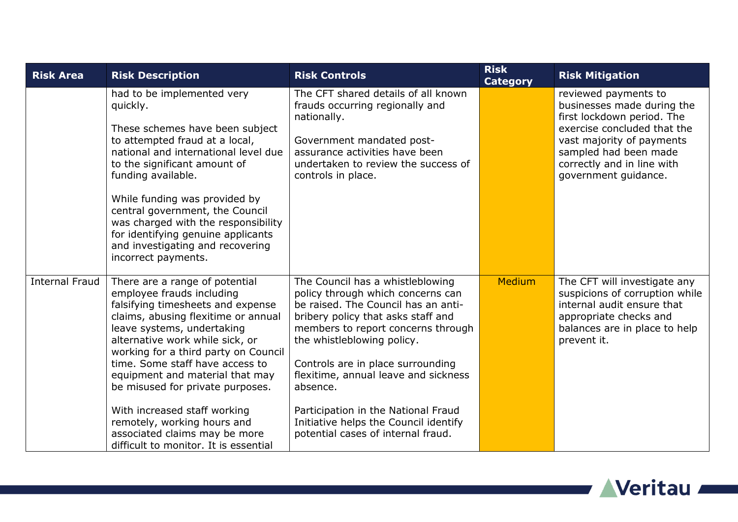| Risk Area | Risk Description | Risk Controls | Risk Category | Risk Mitigation |
|---|---|---|---|---|
| | had to be implemented very quickly.<br><br>These schemes have been subject to attempted fraud at a local, national and international level due to the significant amount of funding available.<br><br>While funding was provided by central government, the Council was charged with the responsibility for identifying genuine applicants and investigating and recovering incorrect payments. | The CFT shared details of all known frauds occurring regionally and nationally.<br><br>Government mandated post-assurance activities have been undertaken to review the success of controls in place. | | reviewed payments to businesses made during the first lockdown period. The exercise concluded that the vast majority of payments sampled had been made correctly and in line with government guidance. |
| Internal Fraud | There are a range of potential employee frauds including falsifying timesheets and expense claims, abusing flexitime or annual leave systems, undertaking alternative work while sick, or working for a third party on Council time. Some staff have access to equipment and material that may be misused for private purposes.<br><br>With increased staff working remotely, working hours and associated claims may be more difficult to monitor. It is essential | The Council has a whistleblowing policy through which concerns can be raised. The Council has an anti-bribery policy that asks staff and members to report concerns through the whistleblowing policy.<br><br>Controls are in place surrounding flexitime, annual leave and sickness absence.<br><br>Participation in the National Fraud Initiative helps the Council identify potential cases of internal fraud. | Medium | The CFT will investigate any suspicions of corruption while internal audit ensure that appropriate checks and balances are in place to help prevent it. |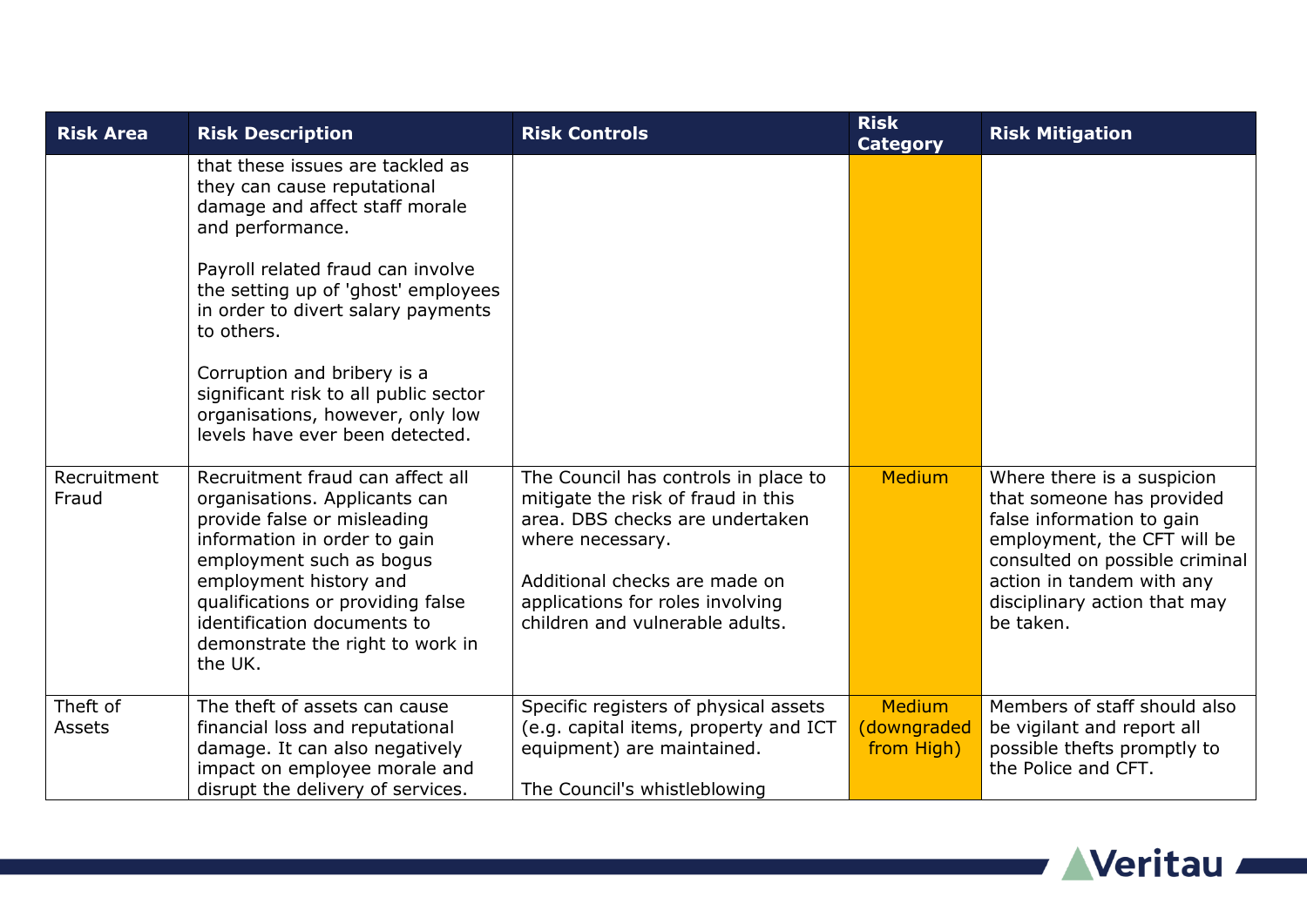| Risk Area | Risk Description | Risk Controls | Risk Category | Risk Mitigation |
|---|---|---|---|---|
| | that these issues are tackled as they can cause reputational damage and affect staff morale and performance.<br><br>Payroll related fraud can involve the setting up of 'ghost' employees in order to divert salary payments to others.<br><br>Corruption and bribery is a significant risk to all public sector organisations, however, only low levels have ever been detected. | | | |
| Recruitment Fraud | Recruitment fraud can affect all organisations. Applicants can provide false or misleading information in order to gain employment such as bogus employment history and qualifications or providing false identification documents to demonstrate the right to work in the UK. | The Council has controls in place to mitigate the risk of fraud in this area. DBS checks are undertaken where necessary.<br><br>Additional checks are made on applications for roles involving children and vulnerable adults. | Medium | Where there is a suspicion that someone has provided false information to gain employment, the CFT will be consulted on possible criminal action in tandem with any disciplinary action that may be taken. |
| Theft of Assets | The theft of assets can cause financial loss and reputational damage. It can also negatively impact on employee morale and disrupt the delivery of services. | Specific registers of physical assets (e.g. capital items, property and ICT equipment) are maintained.<br><br>The Council's whistleblowing | Medium (downgraded from High) | Members of staff should also be vigilant and report all possible thefts promptly to the Police and CFT. |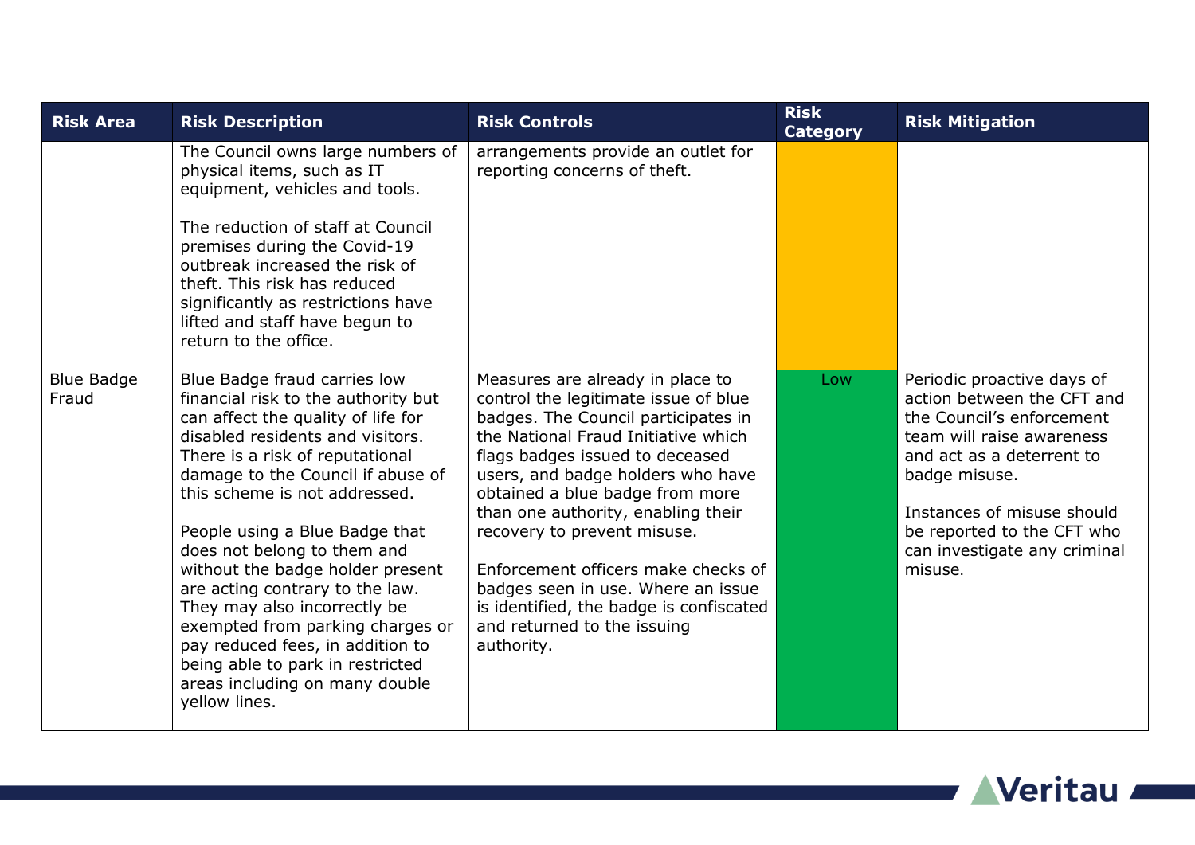| Risk Area | Risk Description | Risk Controls | Risk Category | Risk Mitigation |
|---|---|---|---|---|
| | The Council owns large numbers of physical items, such as IT equipment, vehicles and tools.<br><br>The reduction of staff at Council premises during the Covid-19 outbreak increased the risk of theft. This risk has reduced significantly as restrictions have lifted and staff have begun to return to the office. | arrangements provide an outlet for reporting concerns of theft. | | |
| Blue Badge Fraud | Blue Badge fraud carries low financial risk to the authority but can affect the quality of life for disabled residents and visitors. There is a risk of reputational damage to the Council if abuse of this scheme is not addressed.<br><br>People using a Blue Badge that does not belong to them and without the badge holder present are acting contrary to the law. They may also incorrectly be exempted from parking charges or pay reduced fees, in addition to being able to park in restricted areas including on many double yellow lines. | Measures are already in place to control the legitimate issue of blue badges. The Council participates in the National Fraud Initiative which flags badges issued to deceased users, and badge holders who have obtained a blue badge from more than one authority, enabling their recovery to prevent misuse.<br><br>Enforcement officers make checks of badges seen in use. Where an issue is identified, the badge is confiscated and returned to the issuing authority. | Low | Periodic proactive days of action between the CFT and the Council's enforcement team will raise awareness and act as a deterrent to badge misuse.<br><br>Instances of misuse should be reported to the CFT who can investigate any criminal misuse. |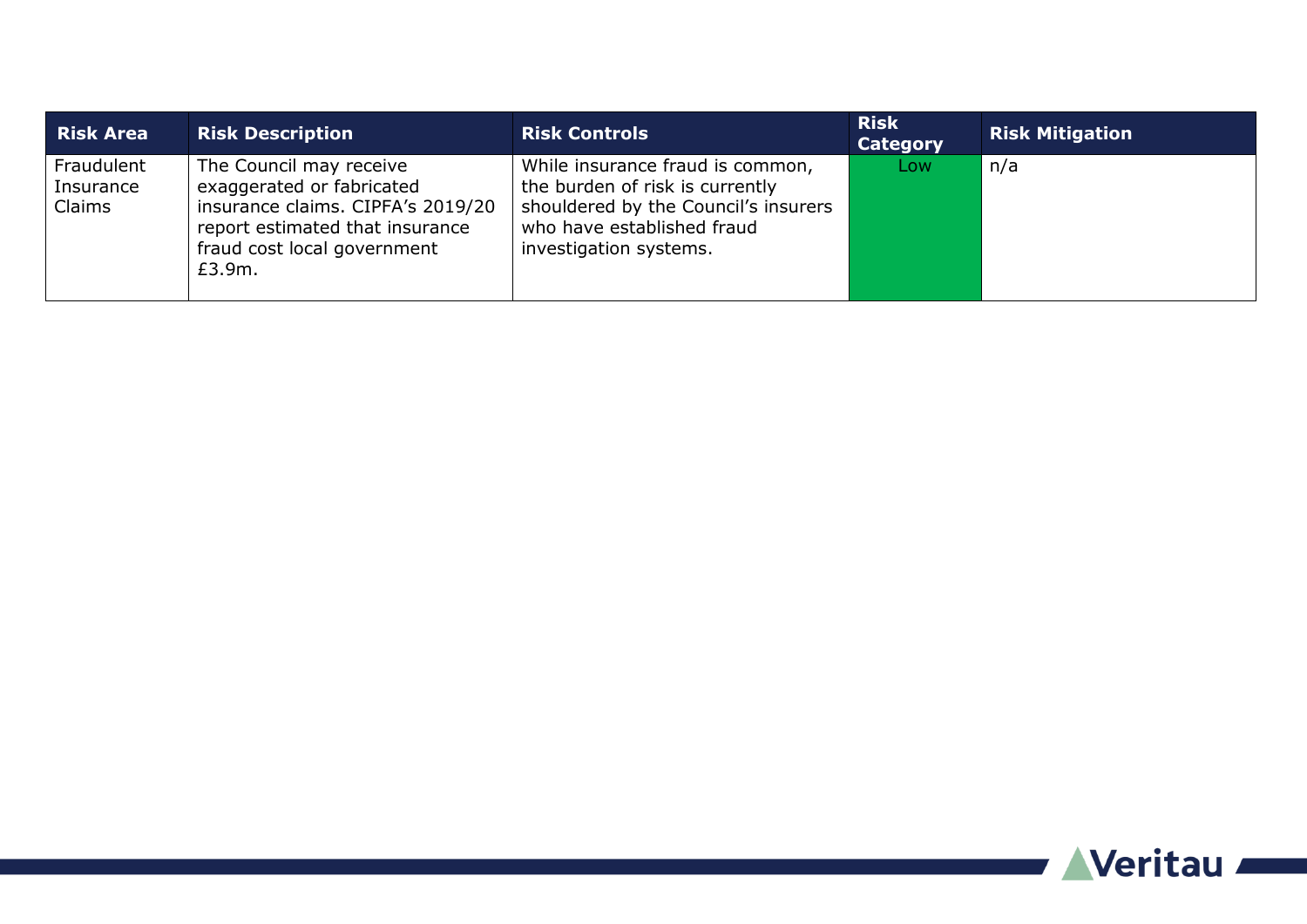| Risk Area | Risk Description | Risk Controls | Risk Category | Risk Mitigation |
|---|---|---|---|---|
| Fraudulent Insurance Claims | The Council may receive exaggerated or fabricated insurance claims. CIPFA's 2019/20 report estimated that insurance fraud cost local government £3.9m. | While insurance fraud is common, the burden of risk is currently shouldered by the Council's insurers who have established fraud investigation systems. | Low | n/a |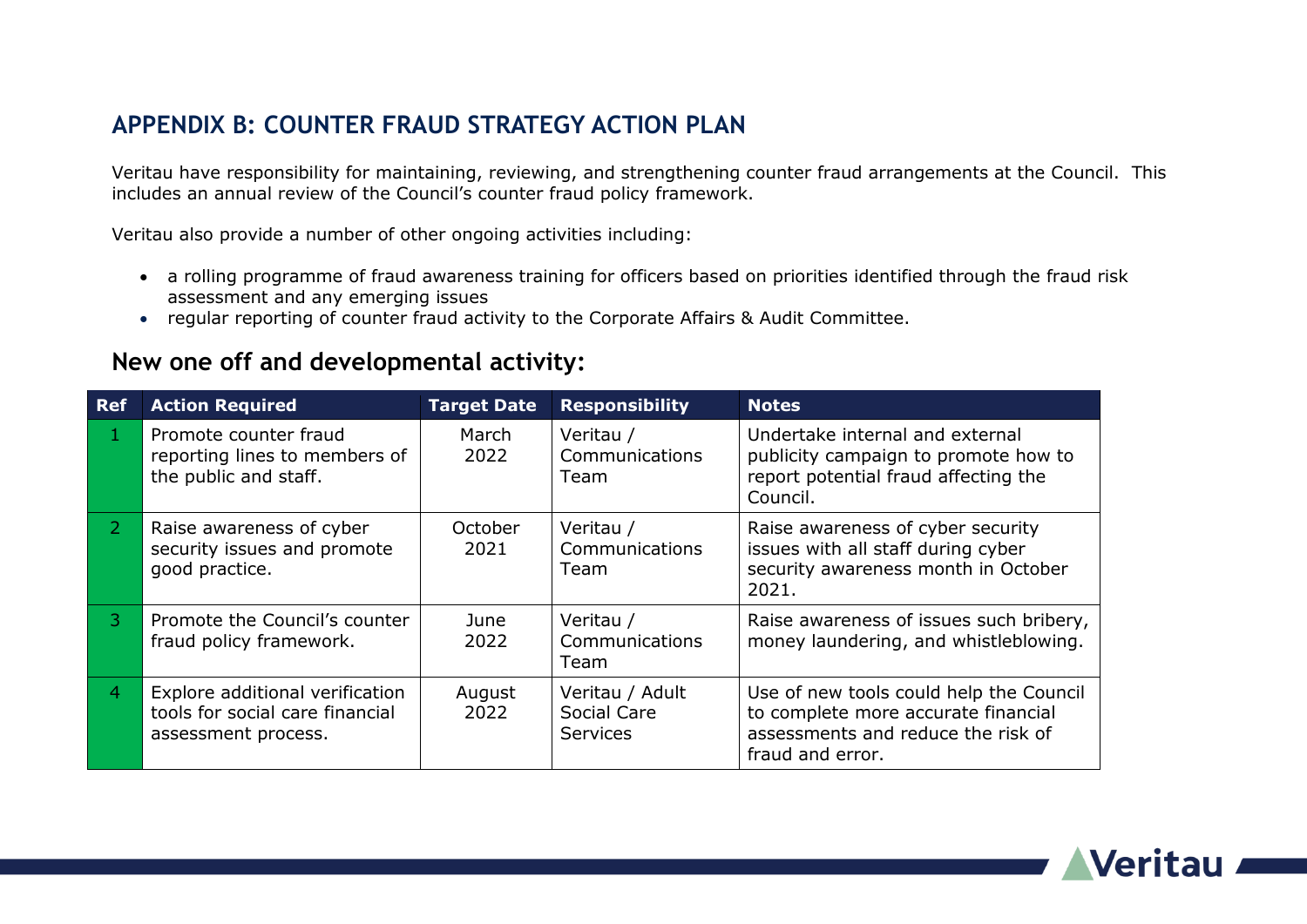## APPENDIX B: COUNTER FRAUD STRATEGY ACTION PLAN

Veritau have responsibility for maintaining, reviewing, and strengthening counter fraud arrangements at the Council. This includes an annual review of the Council's counter fraud policy framework.

Veritau also provide a number of other ongoing activities including:

- a rolling programme of fraud awareness training for officers based on priorities identified through the fraud risk assessment and any emerging issues
- regular reporting of counter fraud activity to the Corporate Affairs & Audit Committee.

### New one off and developmental activity:

| Ref | Action Required | Target Date | Responsibility | Notes |
|---|---|---|---|---|
| 1 | Promote counter fraud reporting lines to members of the public and staff. | March 2022 | Veritau / Communications Team | Undertake internal and external publicity campaign to promote how to report potential fraud affecting the Council. |
| 2 | Raise awareness of cyber security issues and promote good practice. | October 2021 | Veritau / Communications Team | Raise awareness of cyber security issues with all staff during cyber security awareness month in October 2021. |
| 3 | Promote the Council's counter fraud policy framework. | June 2022 | Veritau / Communications Team | Raise awareness of issues such bribery, money laundering, and whistleblowing. |
| 4 | Explore additional verification tools for social care financial assessment process. | August 2022 | Veritau / Adult Social Care Services | Use of new tools could help the Council to complete more accurate financial assessments and reduce the risk of fraud and error. |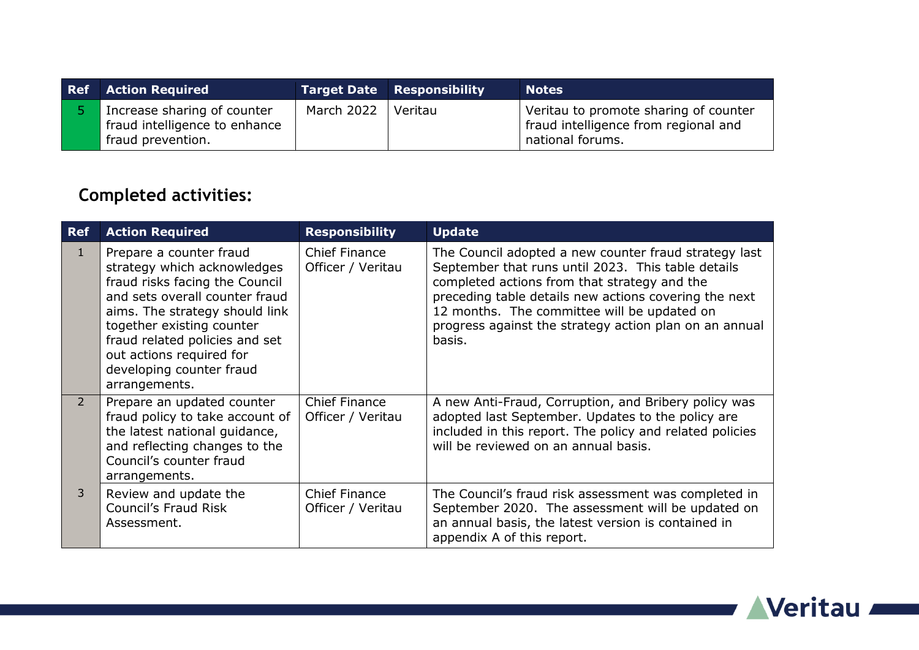| Ref | Action Required | Target Date | Responsibility | Notes |
|---|---|---|---|---|
| 5 | Increase sharing of counter fraud intelligence to enhance fraud prevention. | March 2022 | Veritau | Veritau to promote sharing of counter fraud intelligence from regional and national forums. |

## Completed activities:

| Ref | Action Required | Responsibility | Update |
|---|---|---|---|
| 1 | Prepare a counter fraud strategy which acknowledges fraud risks facing the Council and sets overall counter fraud aims. The strategy should link together existing counter fraud related policies and set out actions required for developing counter fraud arrangements. | Chief Finance Officer / Veritau | The Council adopted a new counter fraud strategy last September that runs until 2023. This table details completed actions from that strategy and the preceding table details new actions covering the next 12 months. The committee will be updated on progress against the strategy action plan on an annual basis. |
| 2 | Prepare an updated counter fraud policy to take account of the latest national guidance, and reflecting changes to the Council's counter fraud arrangements. | Chief Finance Officer / Veritau | A new Anti-Fraud, Corruption, and Bribery policy was adopted last September. Updates to the policy are included in this report. The policy and related policies will be reviewed on an annual basis. |
| 3 | Review and update the Council's Fraud Risk Assessment. | Chief Finance Officer / Veritau | The Council's fraud risk assessment was completed in September 2020. The assessment will be updated on an annual basis, the latest version is contained in appendix A of this report. |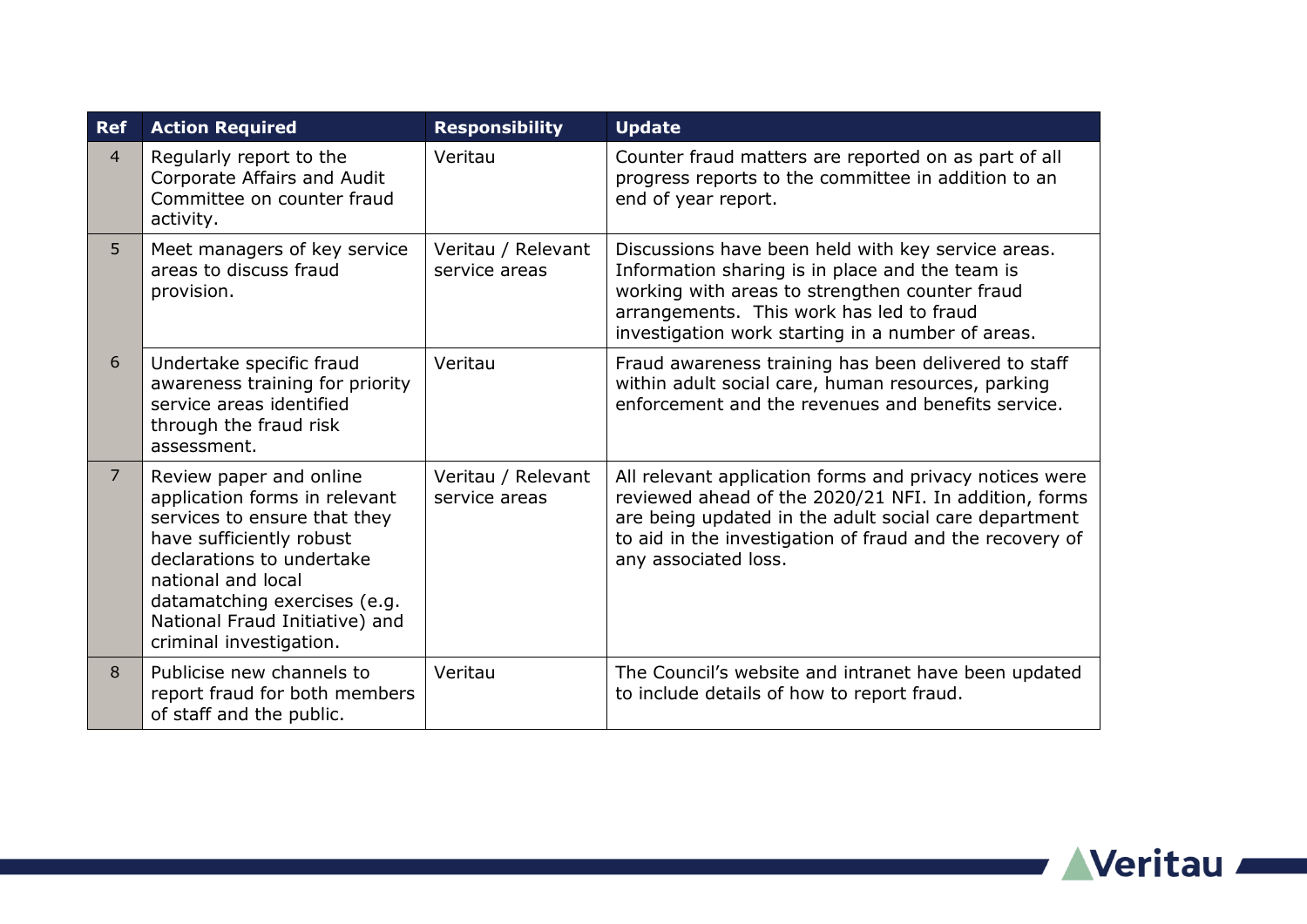| Ref | Action Required | Responsibility | Update |
|---|---|---|---|
| 4 | Regularly report to the Corporate Affairs and Audit Committee on counter fraud activity. | Veritau | Counter fraud matters are reported on as part of all progress reports to the committee in addition to an end of year report. |
| 5 | Meet managers of key service areas to discuss fraud provision. | Veritau / Relevant service areas | Discussions have been held with key service areas. Information sharing is in place and the team is working with areas to strengthen counter fraud arrangements. This work has led to fraud investigation work starting in a number of areas. |
| 6 | Undertake specific fraud awareness training for priority service areas identified through the fraud risk assessment. | Veritau | Fraud awareness training has been delivered to staff within adult social care, human resources, parking enforcement and the revenues and benefits service. |
| 7 | Review paper and online application forms in relevant services to ensure that they have sufficiently robust declarations to undertake national and local datamatching exercises (e.g. National Fraud Initiative) and criminal investigation. | Veritau / Relevant service areas | All relevant application forms and privacy notices were reviewed ahead of the 2020/21 NFI. In addition, forms are being updated in the adult social care department to aid in the investigation of fraud and the recovery of any associated loss. |
| 8 | Publicise new channels to report fraud for both members of staff and the public. | Veritau | The Council's website and intranet have been updated to include details of how to report fraud. |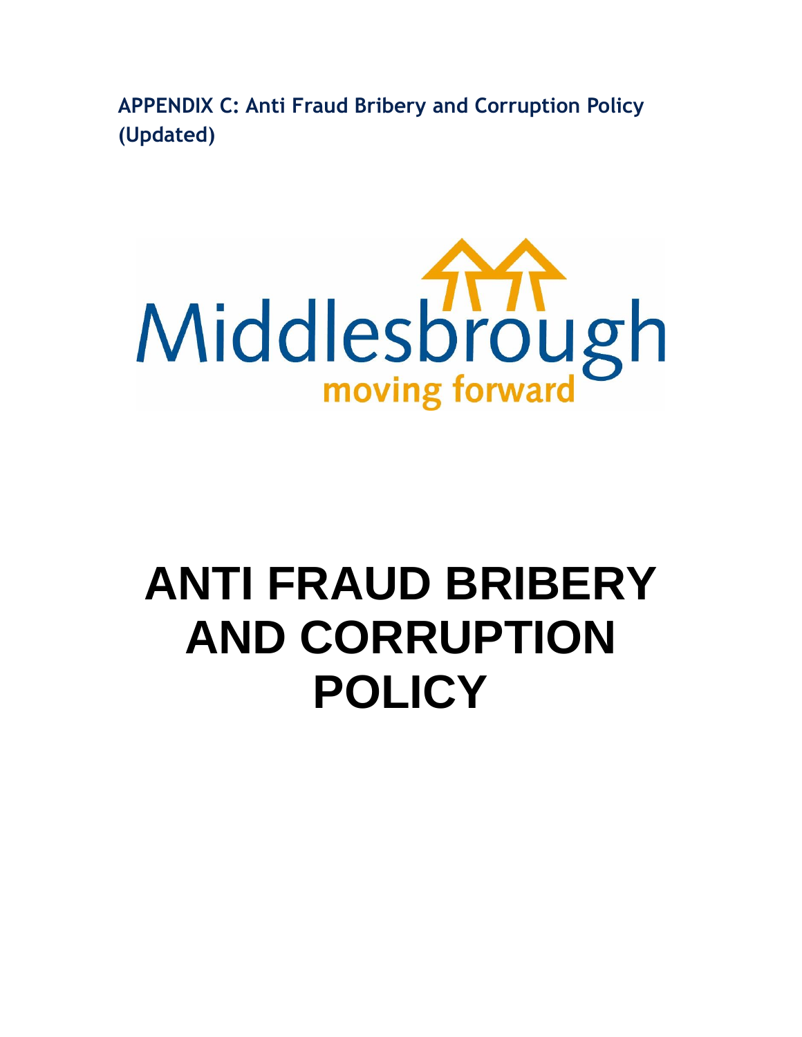**APPENDIX C: Anti Fraud Bribery and Corruption Policy (Updated)**

Middlesbrough
moving forward

# ANTI FRAUD BRIBERY AND CORRUPTION POLICY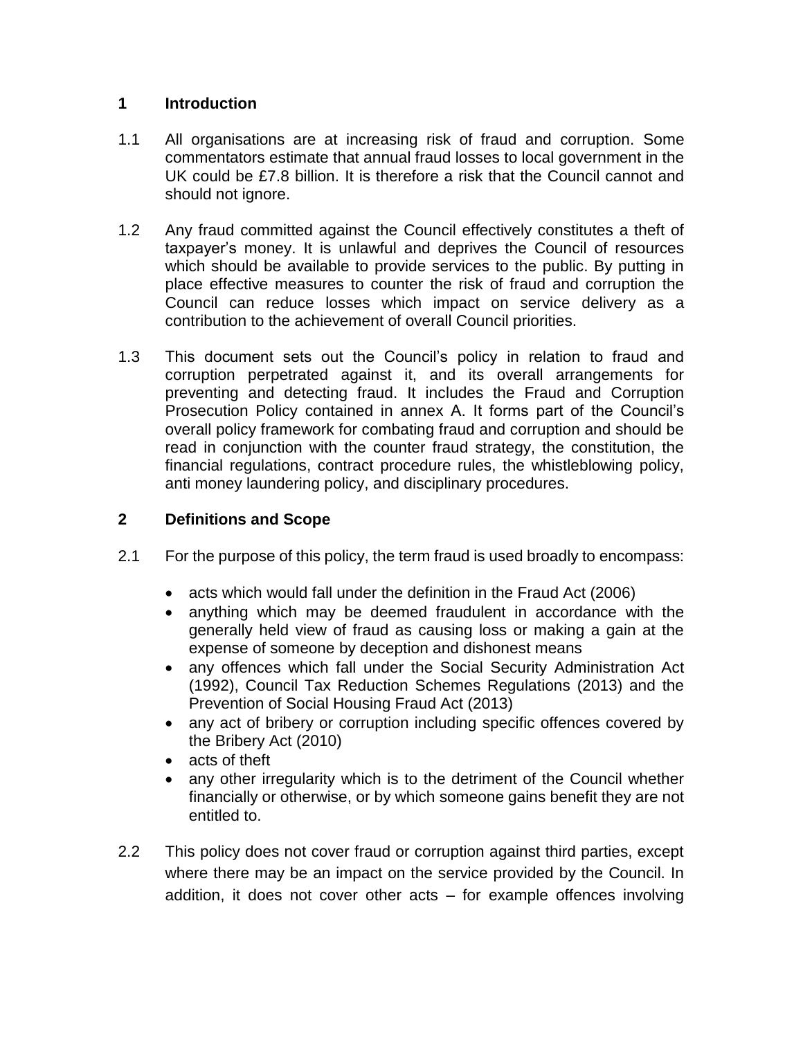## 1 Introduction

1.1 All organisations are at increasing risk of fraud and corruption. Some commentators estimate that annual fraud losses to local government in the UK could be £7.8 billion. It is therefore a risk that the Council cannot and should not ignore.

1.2 Any fraud committed against the Council effectively constitutes a theft of taxpayer's money. It is unlawful and deprives the Council of resources which should be available to provide services to the public. By putting in place effective measures to counter the risk of fraud and corruption the Council can reduce losses which impact on service delivery as a contribution to the achievement of overall Council priorities.

1.3 This document sets out the Council's policy in relation to fraud and corruption perpetrated against it, and its overall arrangements for preventing and detecting fraud. It includes the Fraud and Corruption Prosecution Policy contained in annex A. It forms part of the Council's overall policy framework for combating fraud and corruption and should be read in conjunction with the counter fraud strategy, the constitution, the financial regulations, contract procedure rules, the whistleblowing policy, anti money laundering policy, and disciplinary procedures.

## 2 Definitions and Scope

2.1 For the purpose of this policy, the term fraud is used broadly to encompass:

- acts which would fall under the definition in the Fraud Act (2006)
- anything which may be deemed fraudulent in accordance with the generally held view of fraud as causing loss or making a gain at the expense of someone by deception and dishonest means
- any offences which fall under the Social Security Administration Act (1992), Council Tax Reduction Schemes Regulations (2013) and the Prevention of Social Housing Fraud Act (2013)
- any act of bribery or corruption including specific offences covered by the Bribery Act (2010)
- acts of theft
- any other irregularity which is to the detriment of the Council whether financially or otherwise, or by which someone gains benefit they are not entitled to.

2.2 This policy does not cover fraud or corruption against third parties, except where there may be an impact on the service provided by the Council. In addition, it does not cover other acts – for example offences involving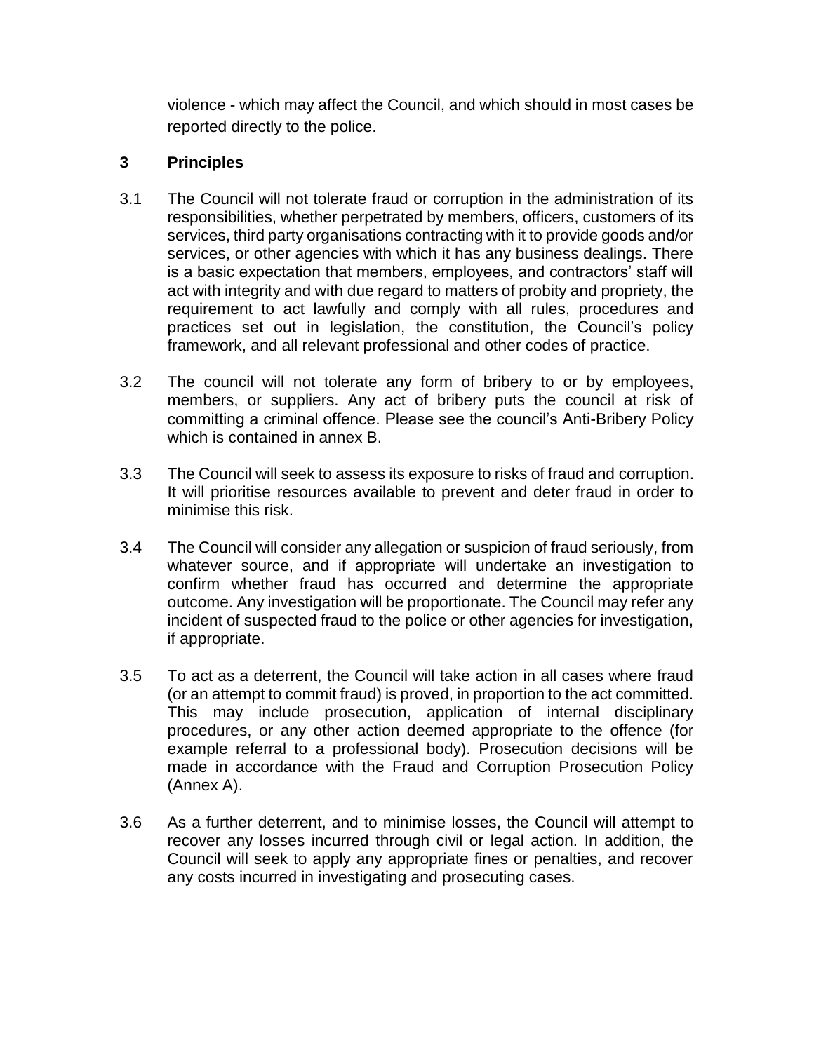violence - which may affect the Council, and which should in most cases be reported directly to the police.

## 3 Principles

3.1 The Council will not tolerate fraud or corruption in the administration of its responsibilities, whether perpetrated by members, officers, customers of its services, third party organisations contracting with it to provide goods and/or services, or other agencies with which it has any business dealings. There is a basic expectation that members, employees, and contractors' staff will act with integrity and with due regard to matters of probity and propriety, the requirement to act lawfully and comply with all rules, procedures and practices set out in legislation, the constitution, the Council's policy framework, and all relevant professional and other codes of practice.

3.2 The council will not tolerate any form of bribery to or by employees, members, or suppliers. Any act of bribery puts the council at risk of committing a criminal offence. Please see the council's Anti-Bribery Policy which is contained in annex B.

3.3 The Council will seek to assess its exposure to risks of fraud and corruption. It will prioritise resources available to prevent and deter fraud in order to minimise this risk.

3.4 The Council will consider any allegation or suspicion of fraud seriously, from whatever source, and if appropriate will undertake an investigation to confirm whether fraud has occurred and determine the appropriate outcome. Any investigation will be proportionate. The Council may refer any incident of suspected fraud to the police or other agencies for investigation, if appropriate.

3.5 To act as a deterrent, the Council will take action in all cases where fraud (or an attempt to commit fraud) is proved, in proportion to the act committed. This may include prosecution, application of internal disciplinary procedures, or any other action deemed appropriate to the offence (for example referral to a professional body). Prosecution decisions will be made in accordance with the Fraud and Corruption Prosecution Policy (Annex A).

3.6 As a further deterrent, and to minimise losses, the Council will attempt to recover any losses incurred through civil or legal action. In addition, the Council will seek to apply any appropriate fines or penalties, and recover any costs incurred in investigating and prosecuting cases.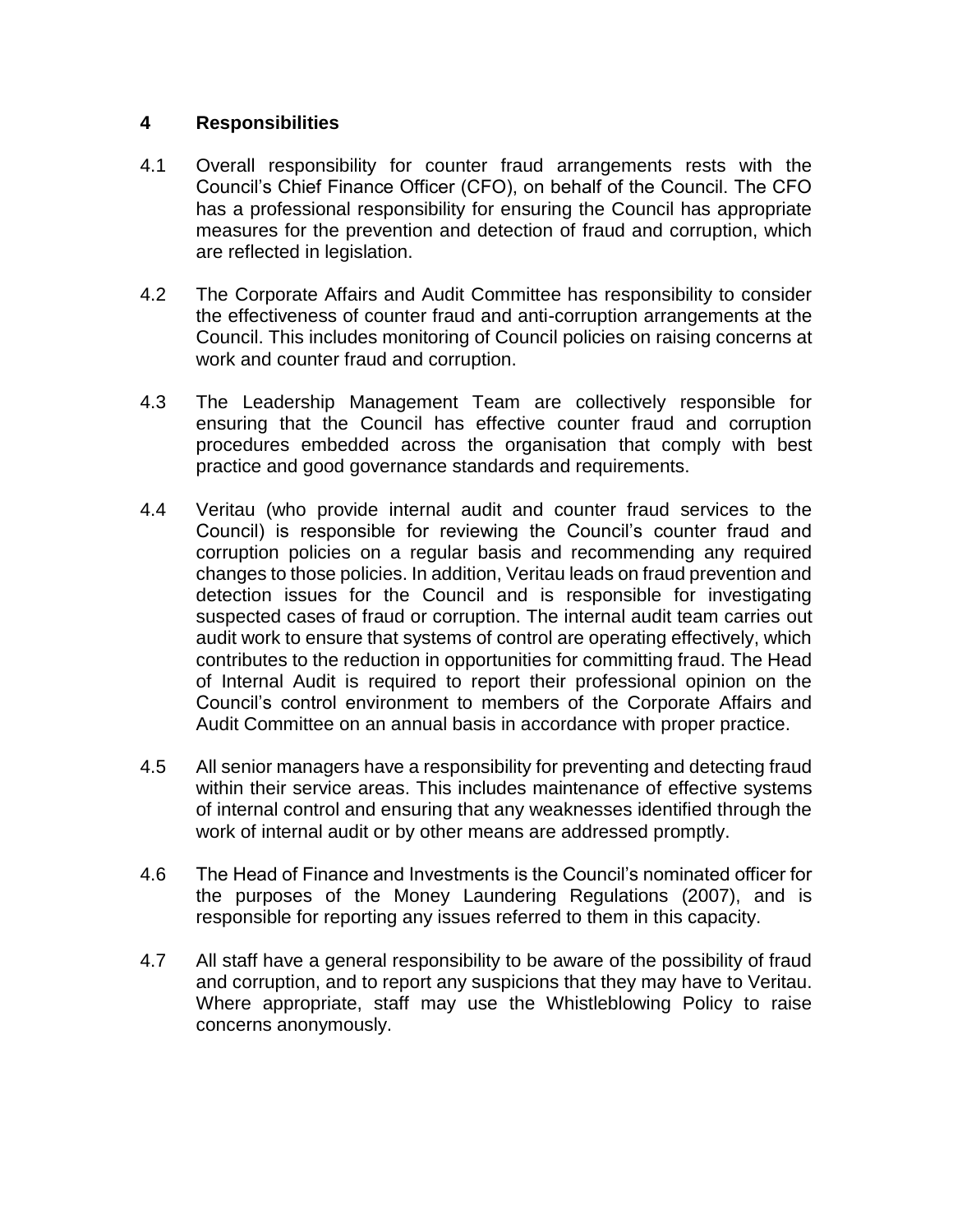## 4 Responsibilities

4.1 Overall responsibility for counter fraud arrangements rests with the Council's Chief Finance Officer (CFO), on behalf of the Council. The CFO has a professional responsibility for ensuring the Council has appropriate measures for the prevention and detection of fraud and corruption, which are reflected in legislation.

4.2 The Corporate Affairs and Audit Committee has responsibility to consider the effectiveness of counter fraud and anti-corruption arrangements at the Council. This includes monitoring of Council policies on raising concerns at work and counter fraud and corruption.

4.3 The Leadership Management Team are collectively responsible for ensuring that the Council has effective counter fraud and corruption procedures embedded across the organisation that comply with best practice and good governance standards and requirements.

4.4 Veritau (who provide internal audit and counter fraud services to the Council) is responsible for reviewing the Council's counter fraud and corruption policies on a regular basis and recommending any required changes to those policies. In addition, Veritau leads on fraud prevention and detection issues for the Council and is responsible for investigating suspected cases of fraud or corruption. The internal audit team carries out audit work to ensure that systems of control are operating effectively, which contributes to the reduction in opportunities for committing fraud. The Head of Internal Audit is required to report their professional opinion on the Council's control environment to members of the Corporate Affairs and Audit Committee on an annual basis in accordance with proper practice.

4.5 All senior managers have a responsibility for preventing and detecting fraud within their service areas. This includes maintenance of effective systems of internal control and ensuring that any weaknesses identified through the work of internal audit or by other means are addressed promptly.

4.6 The Head of Finance and Investments is the Council's nominated officer for the purposes of the Money Laundering Regulations (2007), and is responsible for reporting any issues referred to them in this capacity.

4.7 All staff have a general responsibility to be aware of the possibility of fraud and corruption, and to report any suspicions that they may have to Veritau. Where appropriate, staff may use the Whistleblowing Policy to raise concerns anonymously.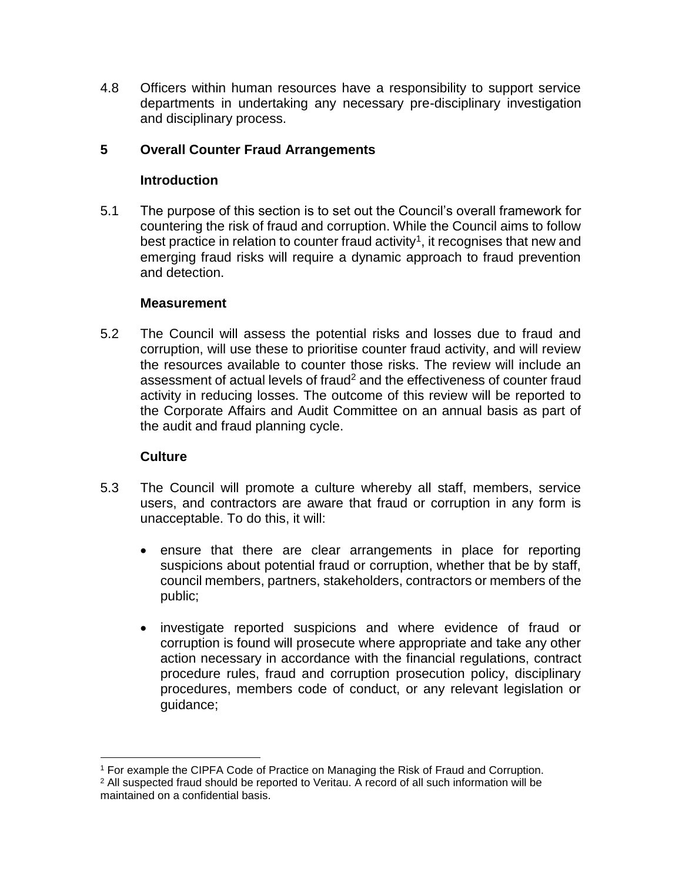4.8 Officers within human resources have a responsibility to support service departments in undertaking any necessary pre-disciplinary investigation and disciplinary process.

## 5 Overall Counter Fraud Arrangements

### Introduction

5.1 The purpose of this section is to set out the Council's overall framework for countering the risk of fraud and corruption. While the Council aims to follow best practice in relation to counter fraud activity[1], it recognises that new and emerging fraud risks will require a dynamic approach to fraud prevention and detection.

### Measurement

5.2 The Council will assess the potential risks and losses due to fraud and corruption, will use these to prioritise counter fraud activity, and will review the resources available to counter those risks. The review will include an assessment of actual levels of fraud[2] and the effectiveness of counter fraud activity in reducing losses. The outcome of this review will be reported to the Corporate Affairs and Audit Committee on an annual basis as part of the audit and fraud planning cycle.

### Culture

5.3 The Council will promote a culture whereby all staff, members, service users, and contractors are aware that fraud or corruption in any form is unacceptable. To do this, it will:

- ensure that there are clear arrangements in place for reporting suspicions about potential fraud or corruption, whether that be by staff, council members, partners, stakeholders, contractors or members of the public;
- investigate reported suspicions and where evidence of fraud or corruption is found will prosecute where appropriate and take any other action necessary in accordance with the financial regulations, contract procedure rules, fraud and corruption prosecution policy, disciplinary procedures, members code of conduct, or any relevant legislation or guidance;

[1] For example the CIPFA Code of Practice on Managing the Risk of Fraud and Corruption.

[2] All suspected fraud should be reported to Veritau. A record of all such information will be maintained on a confidential basis.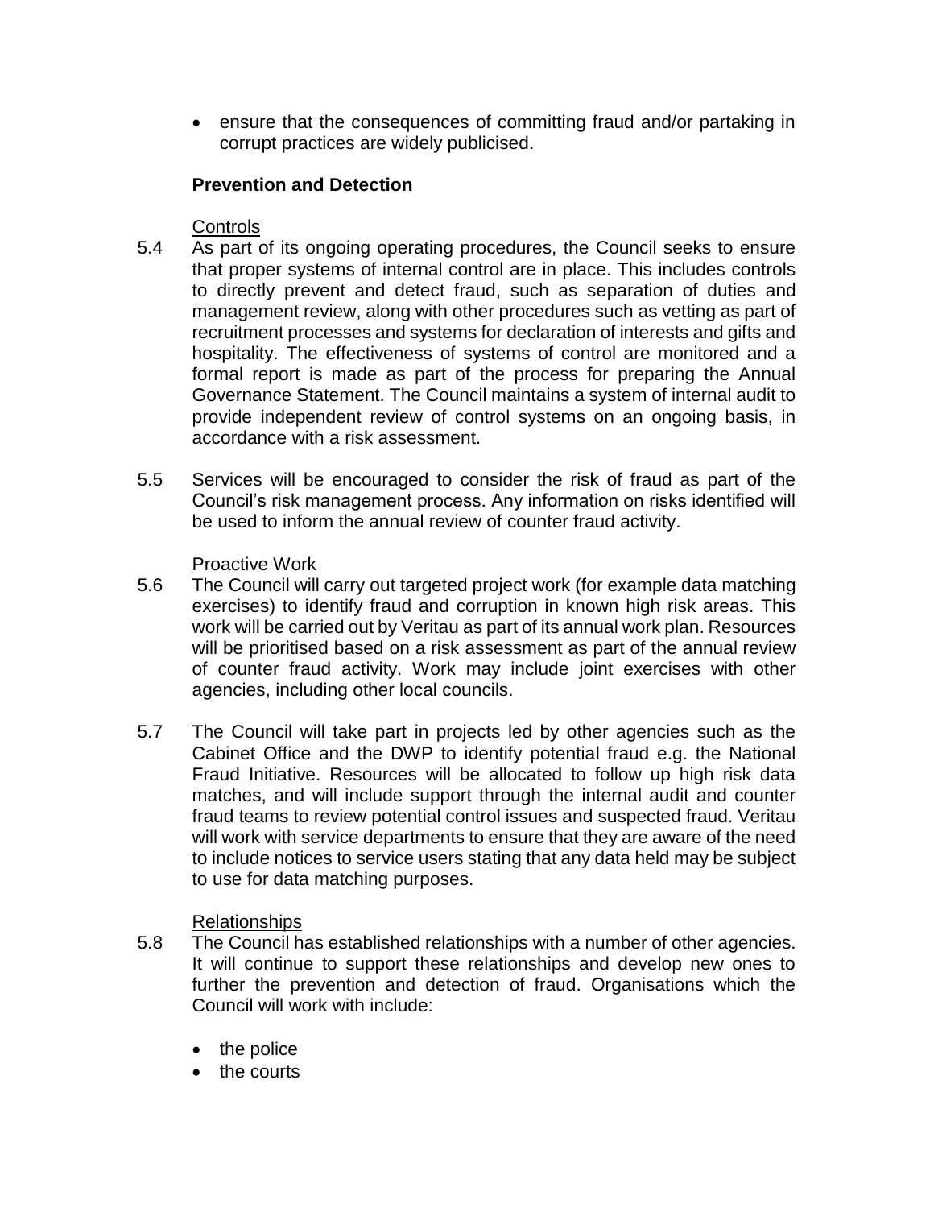- ensure that the consequences of committing fraud and/or partaking in corrupt practices are widely publicised.

**Prevention and Detection**

Controls

5.4 As part of its ongoing operating procedures, the Council seeks to ensure that proper systems of internal control are in place. This includes controls to directly prevent and detect fraud, such as separation of duties and management review, along with other procedures such as vetting as part of recruitment processes and systems for declaration of interests and gifts and hospitality. The effectiveness of systems of control are monitored and a formal report is made as part of the process for preparing the Annual Governance Statement. The Council maintains a system of internal audit to provide independent review of control systems on an ongoing basis, in accordance with a risk assessment.

5.5 Services will be encouraged to consider the risk of fraud as part of the Council's risk management process. Any information on risks identified will be used to inform the annual review of counter fraud activity.

Proactive Work

5.6 The Council will carry out targeted project work (for example data matching exercises) to identify fraud and corruption in known high risk areas. This work will be carried out by Veritau as part of its annual work plan. Resources will be prioritised based on a risk assessment as part of the annual review of counter fraud activity. Work may include joint exercises with other agencies, including other local councils.

5.7 The Council will take part in projects led by other agencies such as the Cabinet Office and the DWP to identify potential fraud e.g. the National Fraud Initiative. Resources will be allocated to follow up high risk data matches, and will include support through the internal audit and counter fraud teams to review potential control issues and suspected fraud. Veritau will work with service departments to ensure that they are aware of the need to include notices to service users stating that any data held may be subject to use for data matching purposes.

Relationships

5.8 The Council has established relationships with a number of other agencies. It will continue to support these relationships and develop new ones to further the prevention and detection of fraud. Organisations which the Council will work with include:

- the police
- the courts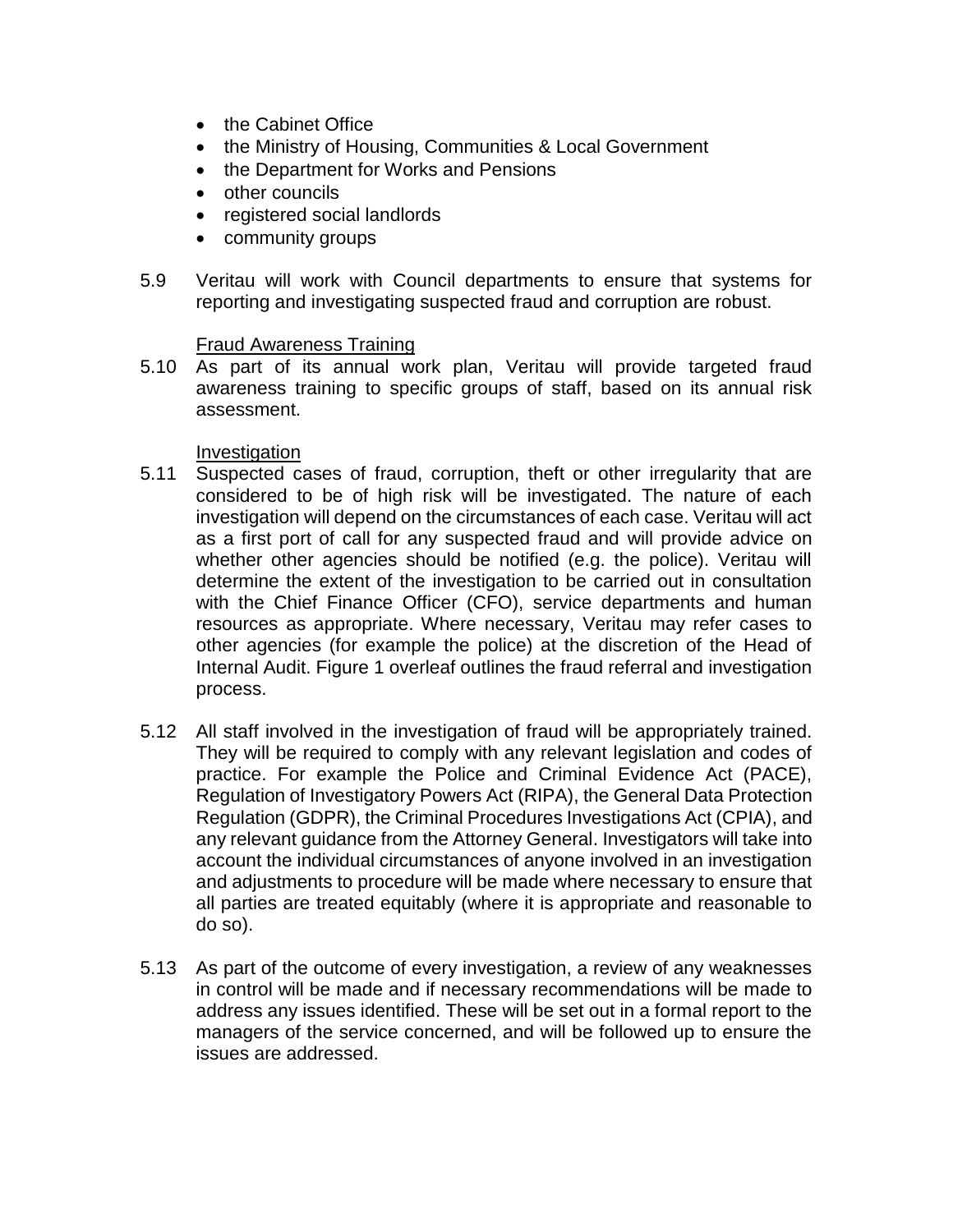- the Cabinet Office
- the Ministry of Housing, Communities & Local Government
- the Department for Works and Pensions
- other councils
- registered social landlords
- community groups

5.9 Veritau will work with Council departments to ensure that systems for reporting and investigating suspected fraud and corruption are robust.

Fraud Awareness Training

5.10 As part of its annual work plan, Veritau will provide targeted fraud awareness training to specific groups of staff, based on its annual risk assessment.

Investigation

5.11 Suspected cases of fraud, corruption, theft or other irregularity that are considered to be of high risk will be investigated. The nature of each investigation will depend on the circumstances of each case. Veritau will act as a first port of call for any suspected fraud and will provide advice on whether other agencies should be notified (e.g. the police). Veritau will determine the extent of the investigation to be carried out in consultation with the Chief Finance Officer (CFO), service departments and human resources as appropriate. Where necessary, Veritau may refer cases to other agencies (for example the police) at the discretion of the Head of Internal Audit. Figure 1 overleaf outlines the fraud referral and investigation process.

5.12 All staff involved in the investigation of fraud will be appropriately trained. They will be required to comply with any relevant legislation and codes of practice. For example the Police and Criminal Evidence Act (PACE), Regulation of Investigatory Powers Act (RIPA), the General Data Protection Regulation (GDPR), the Criminal Procedures Investigations Act (CPIA), and any relevant guidance from the Attorney General. Investigators will take into account the individual circumstances of anyone involved in an investigation and adjustments to procedure will be made where necessary to ensure that all parties are treated equitably (where it is appropriate and reasonable to do so).

5.13 As part of the outcome of every investigation, a review of any weaknesses in control will be made and if necessary recommendations will be made to address any issues identified. These will be set out in a formal report to the managers of the service concerned, and will be followed up to ensure the issues are addressed.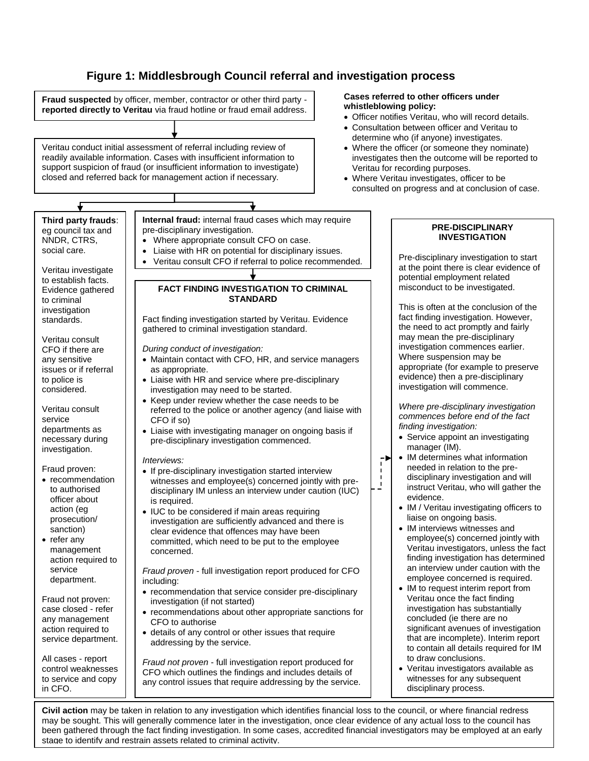## Figure 1: Middlesbrough Council referral and investigation process

**Fraud suspected** by officer, member, contractor or other third party - **reported directly to Veritau** via fraud hotline or fraud email address.

Veritau conduct initial assessment of referral including review of readily available information. Cases with insufficient information to support suspicion of fraud (or insufficient information to investigate) closed and referred back for management action if necessary.

**Cases referred to other officers under whistleblowing policy:**

- Officer notifies Veritau, who will record details.
- Consultation between officer and Veritau to determine who (if anyone) investigates.
- Where the officer (or someone they nominate) investigates then the outcome will be reported to Veritau for recording purposes.
- Where Veritau investigates, officer to be consulted on progress and at conclusion of case.

**Third party frauds**: eg council tax and NNDR, CTRS, social care.

Veritau investigate to establish facts. Evidence gathered to criminal investigation standards.

Veritau consult CFO if there are any sensitive issues or if referral to police is considered.

Veritau consult service departments as necessary during investigation.

Fraud proven:

- recommendation to authorised officer about action (eg prosecution/ sanction)
- refer any management action required to service department.

Fraud not proven: case closed - refer any management action required to service department.

All cases - report control weaknesses to service and copy in CFO.

**Internal fraud:** internal fraud cases which may require pre-disciplinary investigation.

- Where appropriate consult CFO on case.
- Liaise with HR on potential for disciplinary issues.
- Veritau consult CFO if referral to police recommended.

**FACT FINDING INVESTIGATION TO CRIMINAL STANDARD**

Fact finding investigation started by Veritau. Evidence gathered to criminal investigation standard.

*During conduct of investigation:*

- Maintain contact with CFO, HR, and service managers as appropriate.
- Liaise with HR and service where pre-disciplinary investigation may need to be started.
- Keep under review whether the case needs to be referred to the police or another agency (and liaise with CFO if so)
- Liaise with investigating manager on ongoing basis if pre-disciplinary investigation commenced.

*Interviews:*

- If pre-disciplinary investigation started interview witnesses and employee(s) concerned jointly with pre-disciplinary IM unless an interview under caution (IUC) is required.
- IUC to be considered if main areas requiring investigation are sufficiently advanced and there is clear evidence that offences may have been committed, which need to be put to the employee concerned.

*Fraud proven* - full investigation report produced for CFO including:

- recommendation that service consider pre-disciplinary investigation (if not started)
- recommendations about other appropriate sanctions for CFO to authorise
- details of any control or other issues that require addressing by the service.

*Fraud not proven* - full investigation report produced for CFO which outlines the findings and includes details of any control issues that require addressing by the service.

**PRE-DISCIPLINARY INVESTIGATION**

Pre-disciplinary investigation to start at the point there is clear evidence of potential employment related misconduct to be investigated.

This is often at the conclusion of the fact finding investigation. However, the need to act promptly and fairly may mean the pre-disciplinary investigation commences earlier. Where suspension may be appropriate (for example to preserve evidence) then a pre-disciplinary investigation will commence.

*Where pre-disciplinary investigation commences before end of the fact finding investigation:*

- Service appoint an investigating manager (IM).
- IM determines what information needed in relation to the pre-disciplinary investigation and will instruct Veritau, who will gather the evidence.
- IM / Veritau investigating officers to liaise on ongoing basis.
- IM interviews witnesses and employee(s) concerned jointly with Veritau investigators, unless the fact finding investigation has determined an interview under caution with the employee concerned is required.
- IM to request interim report from Veritau once the fact finding investigation has substantially concluded (ie there are no significant avenues of investigation that are incomplete). Interim report to contain all details required for IM to draw conclusions.
- Veritau investigators available as witnesses for any subsequent disciplinary process.

**Civil action** may be taken in relation to any investigation which identifies financial loss to the council, or where financial redress may be sought. This will generally commence later in the investigation, once clear evidence of any actual loss to the council has been gathered through the fact finding investigation. In some cases, accredited financial investigators may be employed at an early stage to identify and restrain assets related to criminal activity.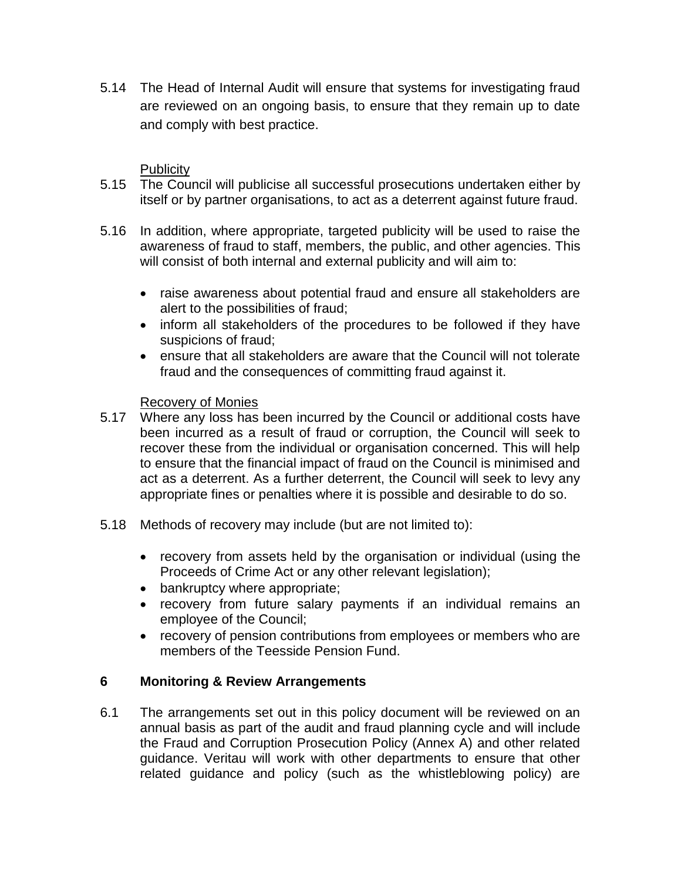5.14 The Head of Internal Audit will ensure that systems for investigating fraud are reviewed on an ongoing basis, to ensure that they remain up to date and comply with best practice.

Publicity

5.15 The Council will publicise all successful prosecutions undertaken either by itself or by partner organisations, to act as a deterrent against future fraud.

5.16 In addition, where appropriate, targeted publicity will be used to raise the awareness of fraud to staff, members, the public, and other agencies. This will consist of both internal and external publicity and will aim to:

- raise awareness about potential fraud and ensure all stakeholders are alert to the possibilities of fraud;
- inform all stakeholders of the procedures to be followed if they have suspicions of fraud;
- ensure that all stakeholders are aware that the Council will not tolerate fraud and the consequences of committing fraud against it.

Recovery of Monies

5.17 Where any loss has been incurred by the Council or additional costs have been incurred as a result of fraud or corruption, the Council will seek to recover these from the individual or organisation concerned. This will help to ensure that the financial impact of fraud on the Council is minimised and act as a deterrent. As a further deterrent, the Council will seek to levy any appropriate fines or penalties where it is possible and desirable to do so.

5.18 Methods of recovery may include (but are not limited to):

- recovery from assets held by the organisation or individual (using the Proceeds of Crime Act or any other relevant legislation);
- bankruptcy where appropriate;
- recovery from future salary payments if an individual remains an employee of the Council;
- recovery of pension contributions from employees or members who are members of the Teesside Pension Fund.

## 6 Monitoring & Review Arrangements

6.1 The arrangements set out in this policy document will be reviewed on an annual basis as part of the audit and fraud planning cycle and will include the Fraud and Corruption Prosecution Policy (Annex A) and other related guidance. Veritau will work with other departments to ensure that other related guidance and policy (such as the whistleblowing policy) are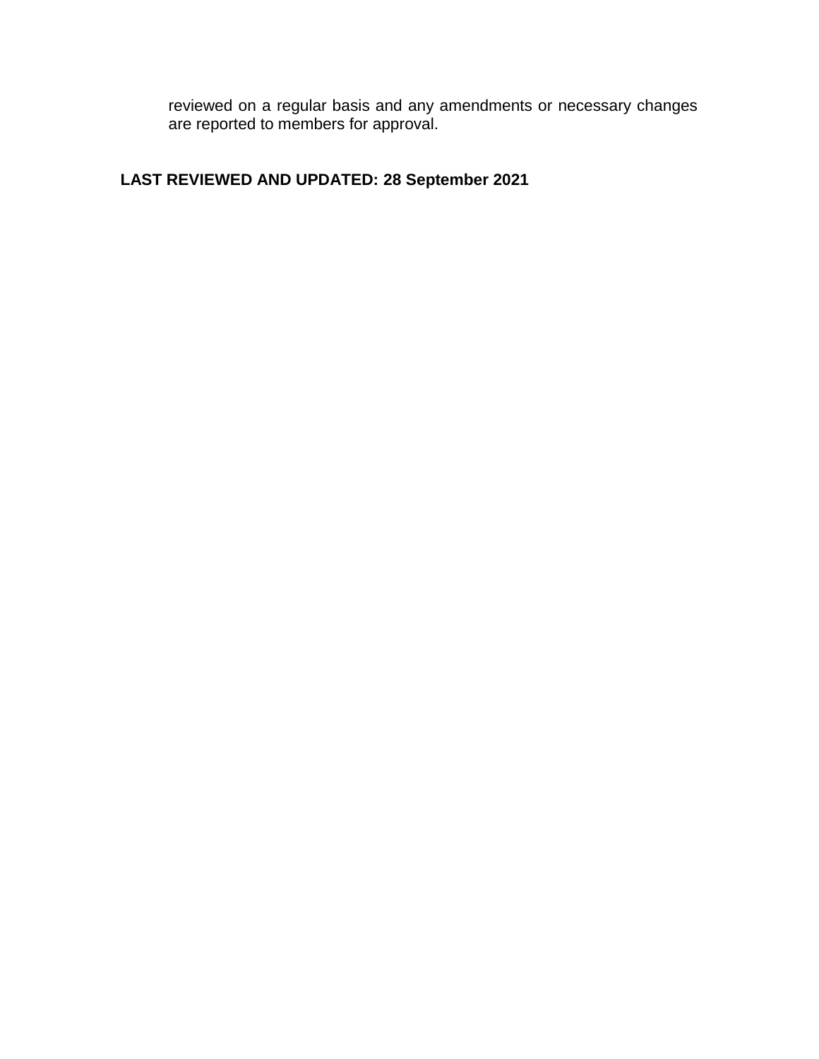reviewed on a regular basis and any amendments or necessary changes are reported to members for approval.

**LAST REVIEWED AND UPDATED: 28 September 2021**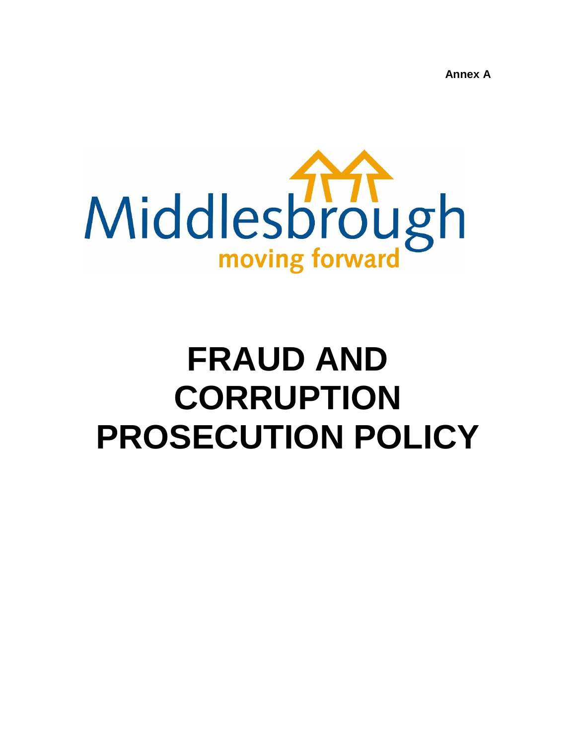**Annex A**

Middlesbrough
moving forward

# FRAUD AND CORRUPTION PROSECUTION POLICY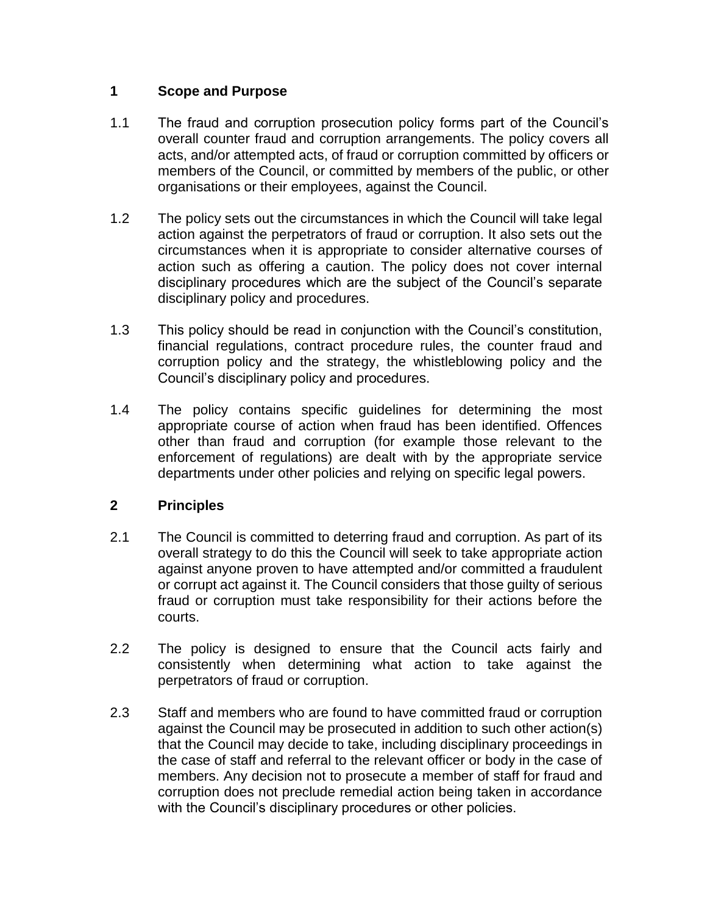## 1 Scope and Purpose

1.1 The fraud and corruption prosecution policy forms part of the Council's overall counter fraud and corruption arrangements. The policy covers all acts, and/or attempted acts, of fraud or corruption committed by officers or members of the Council, or committed by members of the public, or other organisations or their employees, against the Council.

1.2 The policy sets out the circumstances in which the Council will take legal action against the perpetrators of fraud or corruption. It also sets out the circumstances when it is appropriate to consider alternative courses of action such as offering a caution. The policy does not cover internal disciplinary procedures which are the subject of the Council's separate disciplinary policy and procedures.

1.3 This policy should be read in conjunction with the Council's constitution, financial regulations, contract procedure rules, the counter fraud and corruption policy and the strategy, the whistleblowing policy and the Council's disciplinary policy and procedures.

1.4 The policy contains specific guidelines for determining the most appropriate course of action when fraud has been identified. Offences other than fraud and corruption (for example those relevant to the enforcement of regulations) are dealt with by the appropriate service departments under other policies and relying on specific legal powers.

## 2 Principles

2.1 The Council is committed to deterring fraud and corruption. As part of its overall strategy to do this the Council will seek to take appropriate action against anyone proven to have attempted and/or committed a fraudulent or corrupt act against it. The Council considers that those guilty of serious fraud or corruption must take responsibility for their actions before the courts.

2.2 The policy is designed to ensure that the Council acts fairly and consistently when determining what action to take against the perpetrators of fraud or corruption.

2.3 Staff and members who are found to have committed fraud or corruption against the Council may be prosecuted in addition to such other action(s) that the Council may decide to take, including disciplinary proceedings in the case of staff and referral to the relevant officer or body in the case of members. Any decision not to prosecute a member of staff for fraud and corruption does not preclude remedial action being taken in accordance with the Council's disciplinary procedures or other policies.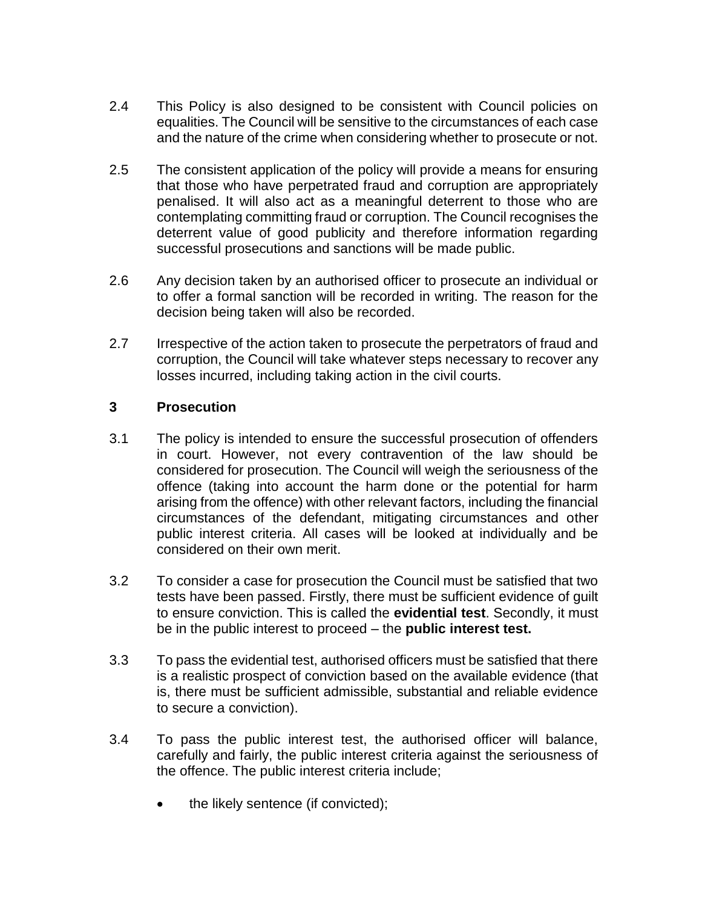2.4 This Policy is also designed to be consistent with Council policies on equalities. The Council will be sensitive to the circumstances of each case and the nature of the crime when considering whether to prosecute or not.

2.5 The consistent application of the policy will provide a means for ensuring that those who have perpetrated fraud and corruption are appropriately penalised. It will also act as a meaningful deterrent to those who are contemplating committing fraud or corruption. The Council recognises the deterrent value of good publicity and therefore information regarding successful prosecutions and sanctions will be made public.

2.6 Any decision taken by an authorised officer to prosecute an individual or to offer a formal sanction will be recorded in writing. The reason for the decision being taken will also be recorded.

2.7 Irrespective of the action taken to prosecute the perpetrators of fraud and corruption, the Council will take whatever steps necessary to recover any losses incurred, including taking action in the civil courts.

## 3 Prosecution

3.1 The policy is intended to ensure the successful prosecution of offenders in court. However, not every contravention of the law should be considered for prosecution. The Council will weigh the seriousness of the offence (taking into account the harm done or the potential for harm arising from the offence) with other relevant factors, including the financial circumstances of the defendant, mitigating circumstances and other public interest criteria. All cases will be looked at individually and be considered on their own merit.

3.2 To consider a case for prosecution the Council must be satisfied that two tests have been passed. Firstly, there must be sufficient evidence of guilt to ensure conviction. This is called the **evidential test**. Secondly, it must be in the public interest to proceed – the **public interest test.**

3.3 To pass the evidential test, authorised officers must be satisfied that there is a realistic prospect of conviction based on the available evidence (that is, there must be sufficient admissible, substantial and reliable evidence to secure a conviction).

3.4 To pass the public interest test, the authorised officer will balance, carefully and fairly, the public interest criteria against the seriousness of the offence. The public interest criteria include;

- the likely sentence (if convicted);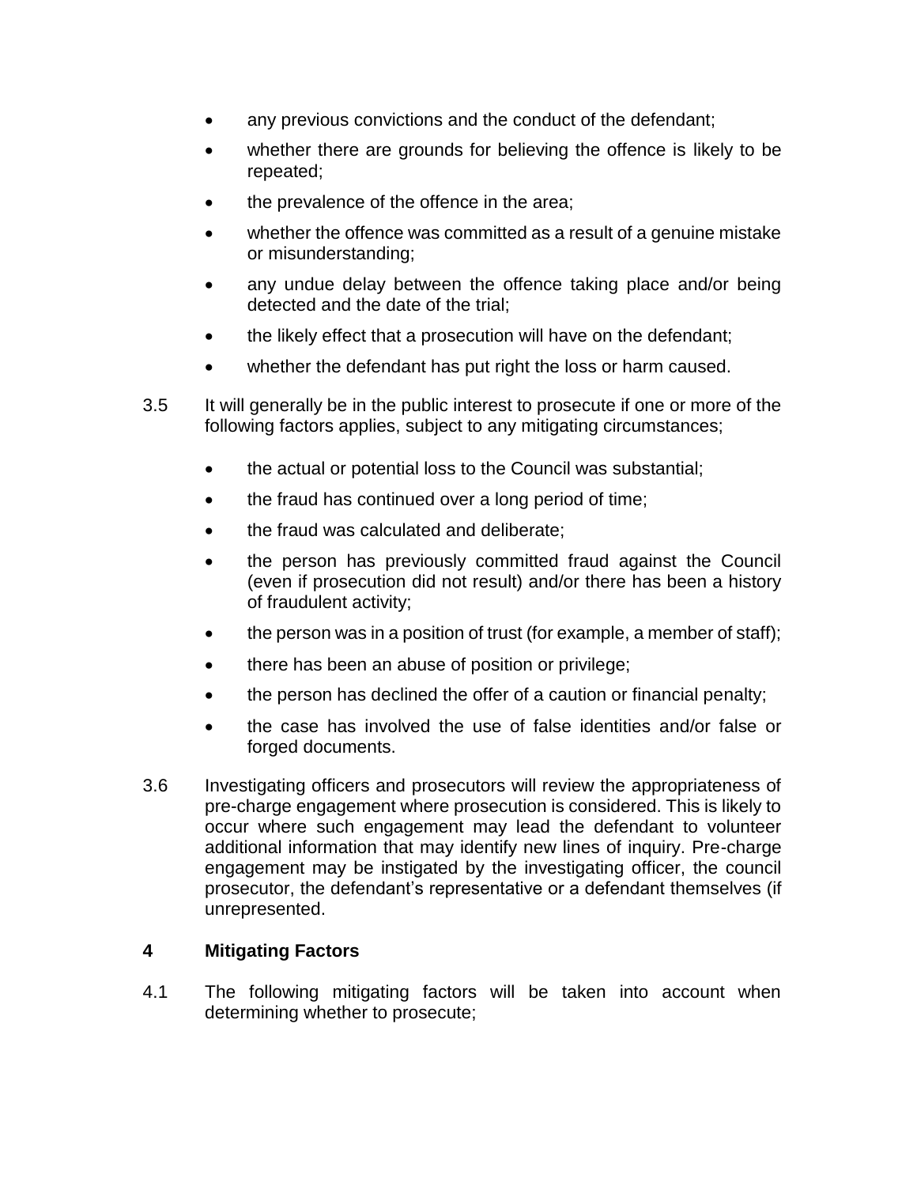- any previous convictions and the conduct of the defendant;
- whether there are grounds for believing the offence is likely to be repeated;
- the prevalence of the offence in the area;
- whether the offence was committed as a result of a genuine mistake or misunderstanding;
- any undue delay between the offence taking place and/or being detected and the date of the trial;
- the likely effect that a prosecution will have on the defendant;
- whether the defendant has put right the loss or harm caused.

3.5 It will generally be in the public interest to prosecute if one or more of the following factors applies, subject to any mitigating circumstances;

- the actual or potential loss to the Council was substantial;
- the fraud has continued over a long period of time;
- the fraud was calculated and deliberate;
- the person has previously committed fraud against the Council (even if prosecution did not result) and/or there has been a history of fraudulent activity;
- the person was in a position of trust (for example, a member of staff);
- there has been an abuse of position or privilege;
- the person has declined the offer of a caution or financial penalty;
- the case has involved the use of false identities and/or false or forged documents.

3.6 Investigating officers and prosecutors will review the appropriateness of pre-charge engagement where prosecution is considered. This is likely to occur where such engagement may lead the defendant to volunteer additional information that may identify new lines of inquiry. Pre-charge engagement may be instigated by the investigating officer, the council prosecutor, the defendant's representative or a defendant themselves (if unrepresented.

## 4 Mitigating Factors

4.1 The following mitigating factors will be taken into account when determining whether to prosecute;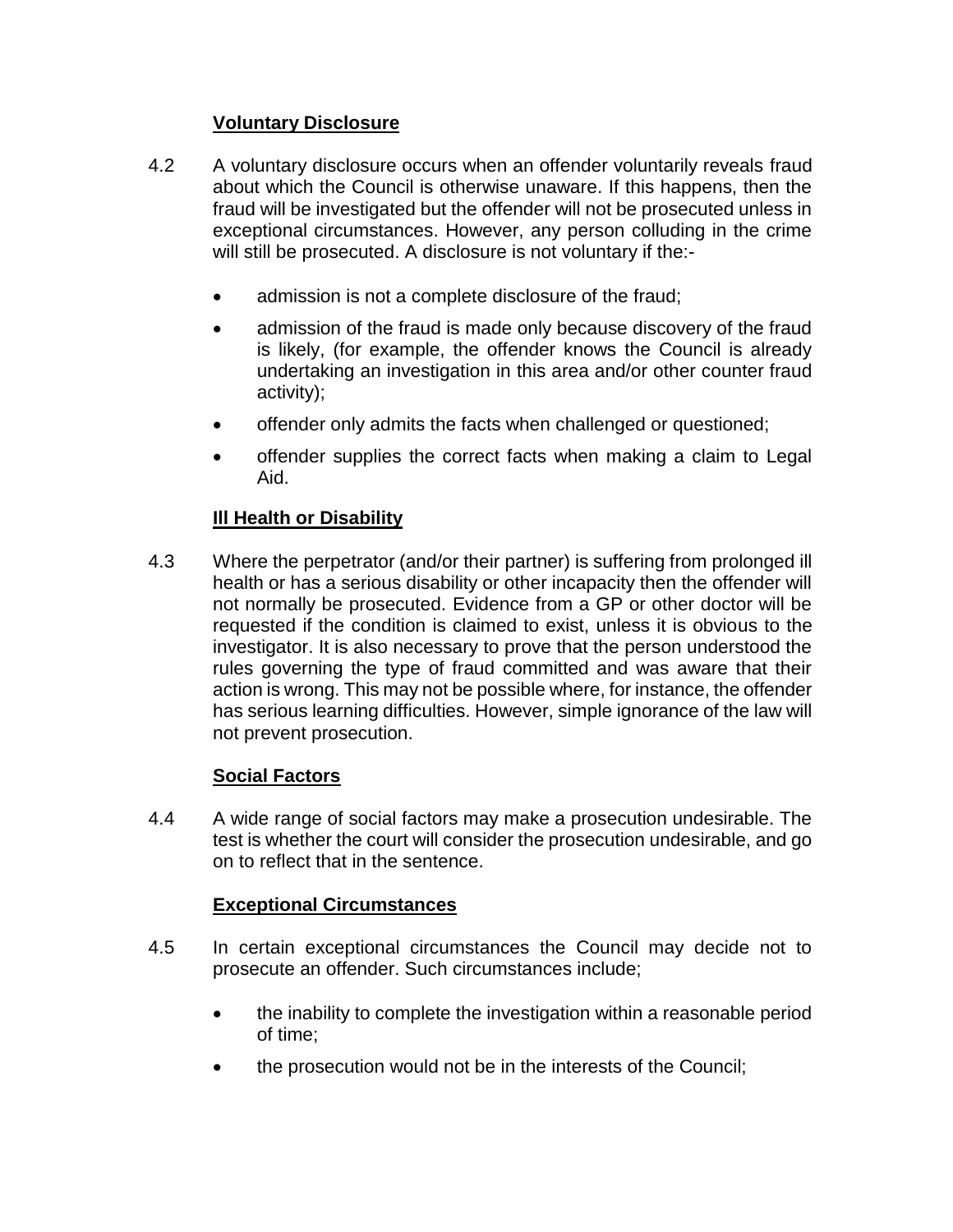**Voluntary Disclosure**

4.2 A voluntary disclosure occurs when an offender voluntarily reveals fraud about which the Council is otherwise unaware. If this happens, then the fraud will be investigated but the offender will not be prosecuted unless in exceptional circumstances. However, any person colluding in the crime will still be prosecuted. A disclosure is not voluntary if the:-

- admission is not a complete disclosure of the fraud;
- admission of the fraud is made only because discovery of the fraud is likely, (for example, the offender knows the Council is already undertaking an investigation in this area and/or other counter fraud activity);
- offender only admits the facts when challenged or questioned;
- offender supplies the correct facts when making a claim to Legal Aid.

**Ill Health or Disability**

4.3 Where the perpetrator (and/or their partner) is suffering from prolonged ill health or has a serious disability or other incapacity then the offender will not normally be prosecuted. Evidence from a GP or other doctor will be requested if the condition is claimed to exist, unless it is obvious to the investigator. It is also necessary to prove that the person understood the rules governing the type of fraud committed and was aware that their action is wrong. This may not be possible where, for instance, the offender has serious learning difficulties. However, simple ignorance of the law will not prevent prosecution.

**Social Factors**

4.4 A wide range of social factors may make a prosecution undesirable. The test is whether the court will consider the prosecution undesirable, and go on to reflect that in the sentence.

**Exceptional Circumstances**

4.5 In certain exceptional circumstances the Council may decide not to prosecute an offender. Such circumstances include;

- the inability to complete the investigation within a reasonable period of time;
- the prosecution would not be in the interests of the Council;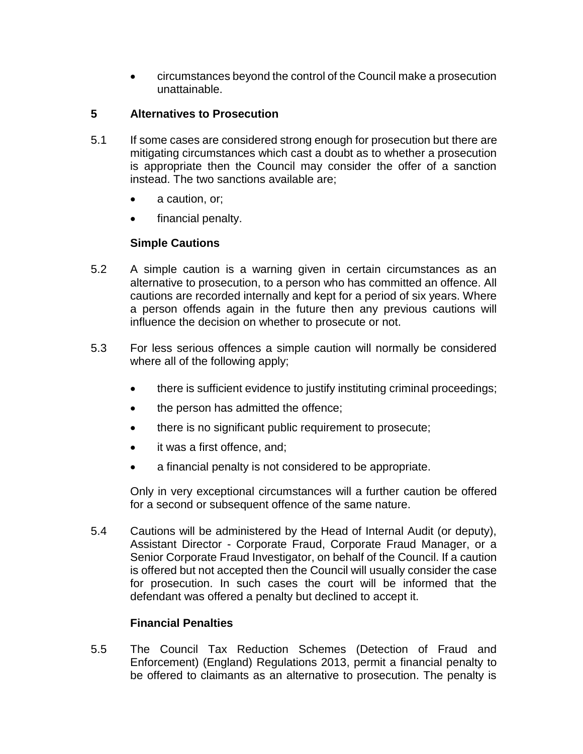- circumstances beyond the control of the Council make a prosecution unattainable.

## 5 Alternatives to Prosecution

5.1 If some cases are considered strong enough for prosecution but there are mitigating circumstances which cast a doubt as to whether a prosecution is appropriate then the Council may consider the offer of a sanction instead. The two sanctions available are;

- a caution, or;
- financial penalty.

### Simple Cautions

5.2 A simple caution is a warning given in certain circumstances as an alternative to prosecution, to a person who has committed an offence. All cautions are recorded internally and kept for a period of six years. Where a person offends again in the future then any previous cautions will influence the decision on whether to prosecute or not.

5.3 For less serious offences a simple caution will normally be considered where all of the following apply;

- there is sufficient evidence to justify instituting criminal proceedings;
- the person has admitted the offence;
- there is no significant public requirement to prosecute;
- it was a first offence, and;
- a financial penalty is not considered to be appropriate.

Only in very exceptional circumstances will a further caution be offered for a second or subsequent offence of the same nature.

5.4 Cautions will be administered by the Head of Internal Audit (or deputy), Assistant Director - Corporate Fraud, Corporate Fraud Manager, or a Senior Corporate Fraud Investigator, on behalf of the Council. If a caution is offered but not accepted then the Council will usually consider the case for prosecution. In such cases the court will be informed that the defendant was offered a penalty but declined to accept it.

### Financial Penalties

5.5 The Council Tax Reduction Schemes (Detection of Fraud and Enforcement) (England) Regulations 2013, permit a financial penalty to be offered to claimants as an alternative to prosecution. The penalty is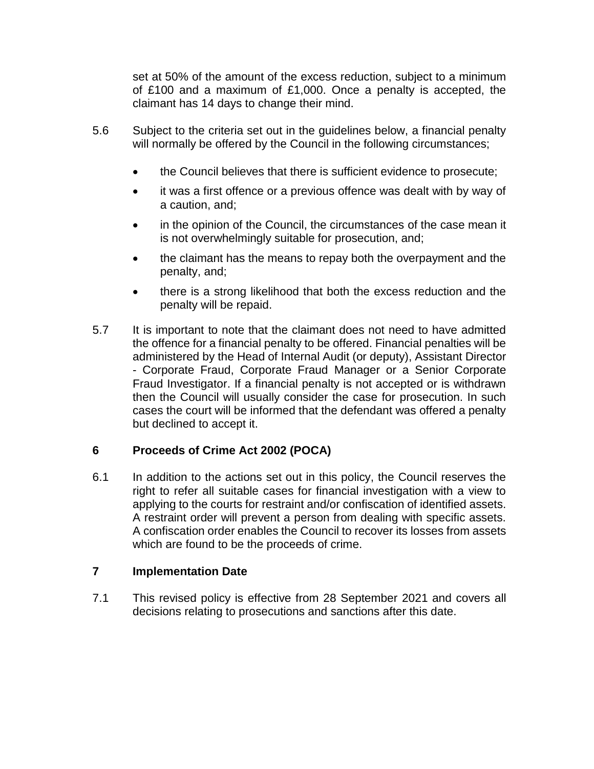set at 50% of the amount of the excess reduction, subject to a minimum of £100 and a maximum of £1,000. Once a penalty is accepted, the claimant has 14 days to change their mind.

5.6 Subject to the criteria set out in the guidelines below, a financial penalty will normally be offered by the Council in the following circumstances;

- the Council believes that there is sufficient evidence to prosecute;
- it was a first offence or a previous offence was dealt with by way of a caution, and;
- in the opinion of the Council, the circumstances of the case mean it is not overwhelmingly suitable for prosecution, and;
- the claimant has the means to repay both the overpayment and the penalty, and;
- there is a strong likelihood that both the excess reduction and the penalty will be repaid.

5.7 It is important to note that the claimant does not need to have admitted the offence for a financial penalty to be offered. Financial penalties will be administered by the Head of Internal Audit (or deputy), Assistant Director - Corporate Fraud, Corporate Fraud Manager or a Senior Corporate Fraud Investigator. If a financial penalty is not accepted or is withdrawn then the Council will usually consider the case for prosecution. In such cases the court will be informed that the defendant was offered a penalty but declined to accept it.

## 6 Proceeds of Crime Act 2002 (POCA)

6.1 In addition to the actions set out in this policy, the Council reserves the right to refer all suitable cases for financial investigation with a view to applying to the courts for restraint and/or confiscation of identified assets. A restraint order will prevent a person from dealing with specific assets. A confiscation order enables the Council to recover its losses from assets which are found to be the proceeds of crime.

## 7 Implementation Date

7.1 This revised policy is effective from 28 September 2021 and covers all decisions relating to prosecutions and sanctions after this date.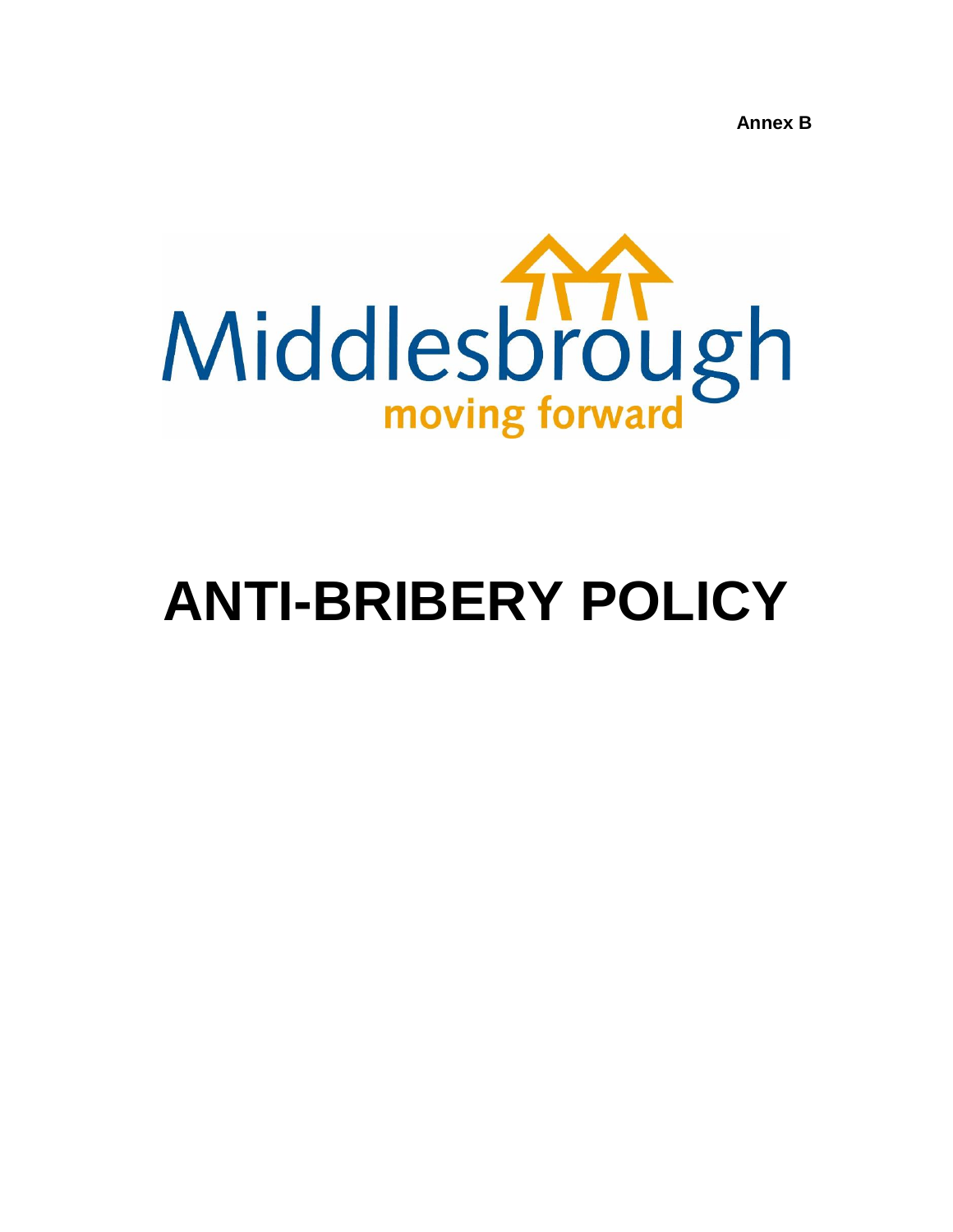Annex B

Middlesbrough
moving forward

# ANTI-BRIBERY POLICY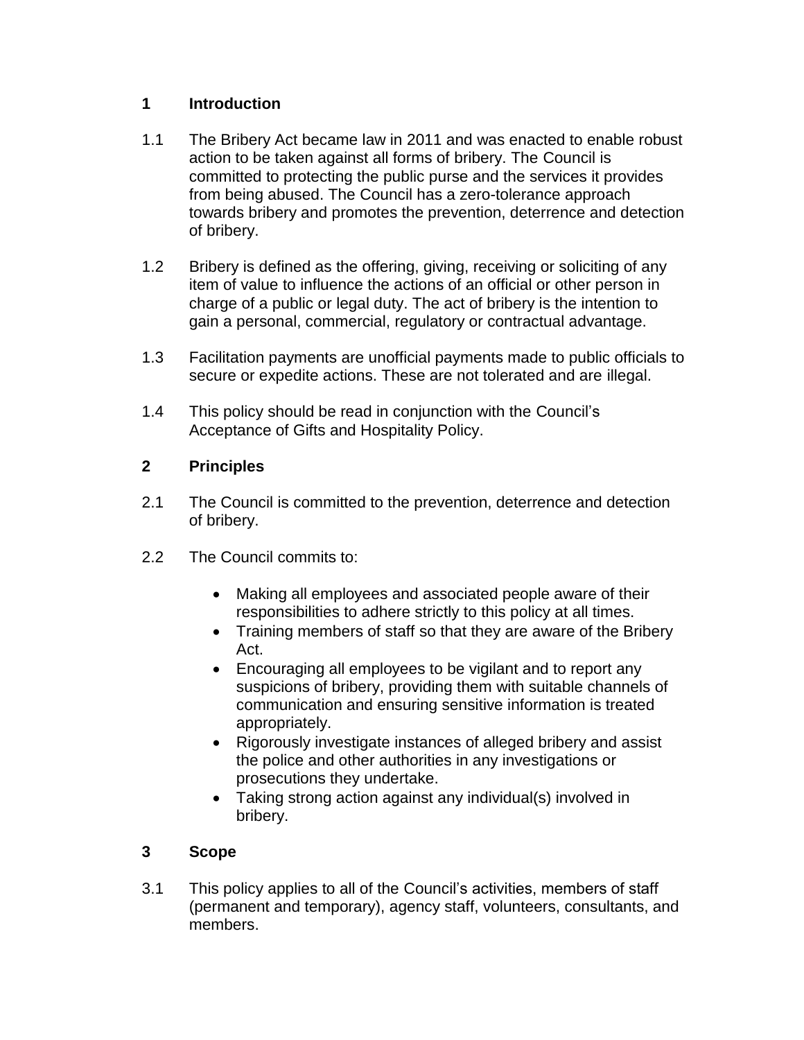## 1 Introduction

1.1 The Bribery Act became law in 2011 and was enacted to enable robust action to be taken against all forms of bribery. The Council is committed to protecting the public purse and the services it provides from being abused. The Council has a zero-tolerance approach towards bribery and promotes the prevention, deterrence and detection of bribery.

1.2 Bribery is defined as the offering, giving, receiving or soliciting of any item of value to influence the actions of an official or other person in charge of a public or legal duty. The act of bribery is the intention to gain a personal, commercial, regulatory or contractual advantage.

1.3 Facilitation payments are unofficial payments made to public officials to secure or expedite actions. These are not tolerated and are illegal.

1.4 This policy should be read in conjunction with the Council's Acceptance of Gifts and Hospitality Policy.

## 2 Principles

2.1 The Council is committed to the prevention, deterrence and detection of bribery.

2.2 The Council commits to:

- Making all employees and associated people aware of their responsibilities to adhere strictly to this policy at all times.
- Training members of staff so that they are aware of the Bribery Act.
- Encouraging all employees to be vigilant and to report any suspicions of bribery, providing them with suitable channels of communication and ensuring sensitive information is treated appropriately.
- Rigorously investigate instances of alleged bribery and assist the police and other authorities in any investigations or prosecutions they undertake.
- Taking strong action against any individual(s) involved in bribery.

## 3 Scope

3.1 This policy applies to all of the Council's activities, members of staff (permanent and temporary), agency staff, volunteers, consultants, and members.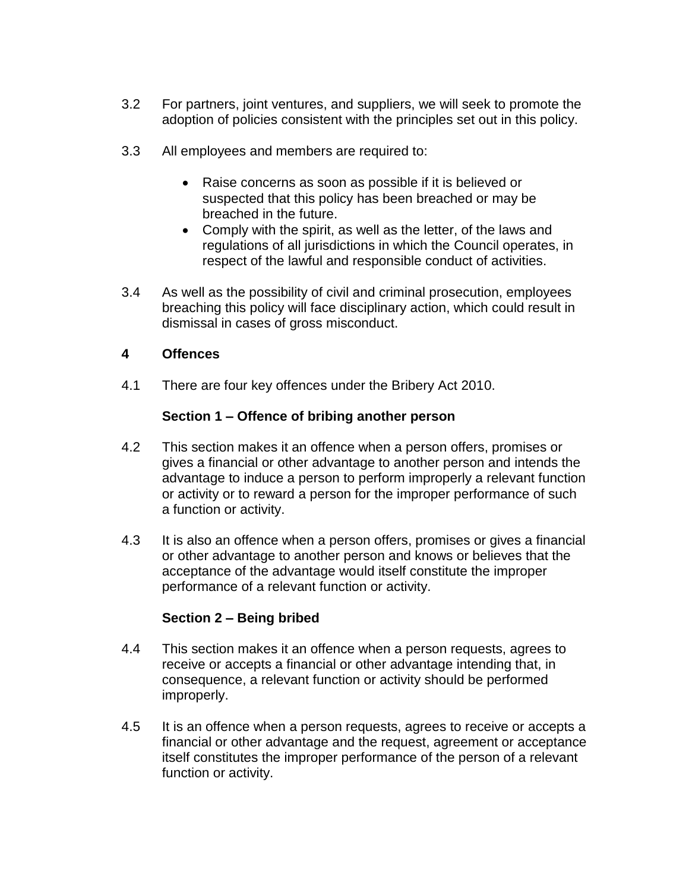3.2 For partners, joint ventures, and suppliers, we will seek to promote the adoption of policies consistent with the principles set out in this policy.

3.3 All employees and members are required to:

- Raise concerns as soon as possible if it is believed or suspected that this policy has been breached or may be breached in the future.
- Comply with the spirit, as well as the letter, of the laws and regulations of all jurisdictions in which the Council operates, in respect of the lawful and responsible conduct of activities.

3.4 As well as the possibility of civil and criminal prosecution, employees breaching this policy will face disciplinary action, which could result in dismissal in cases of gross misconduct.

## 4 Offences

4.1 There are four key offences under the Bribery Act 2010.

### Section 1 – Offence of bribing another person

4.2 This section makes it an offence when a person offers, promises or gives a financial or other advantage to another person and intends the advantage to induce a person to perform improperly a relevant function or activity or to reward a person for the improper performance of such a function or activity.

4.3 It is also an offence when a person offers, promises or gives a financial or other advantage to another person and knows or believes that the acceptance of the advantage would itself constitute the improper performance of a relevant function or activity.

### Section 2 – Being bribed

4.4 This section makes it an offence when a person requests, agrees to receive or accepts a financial or other advantage intending that, in consequence, a relevant function or activity should be performed improperly.

4.5 It is an offence when a person requests, agrees to receive or accepts a financial or other advantage and the request, agreement or acceptance itself constitutes the improper performance of the person of a relevant function or activity.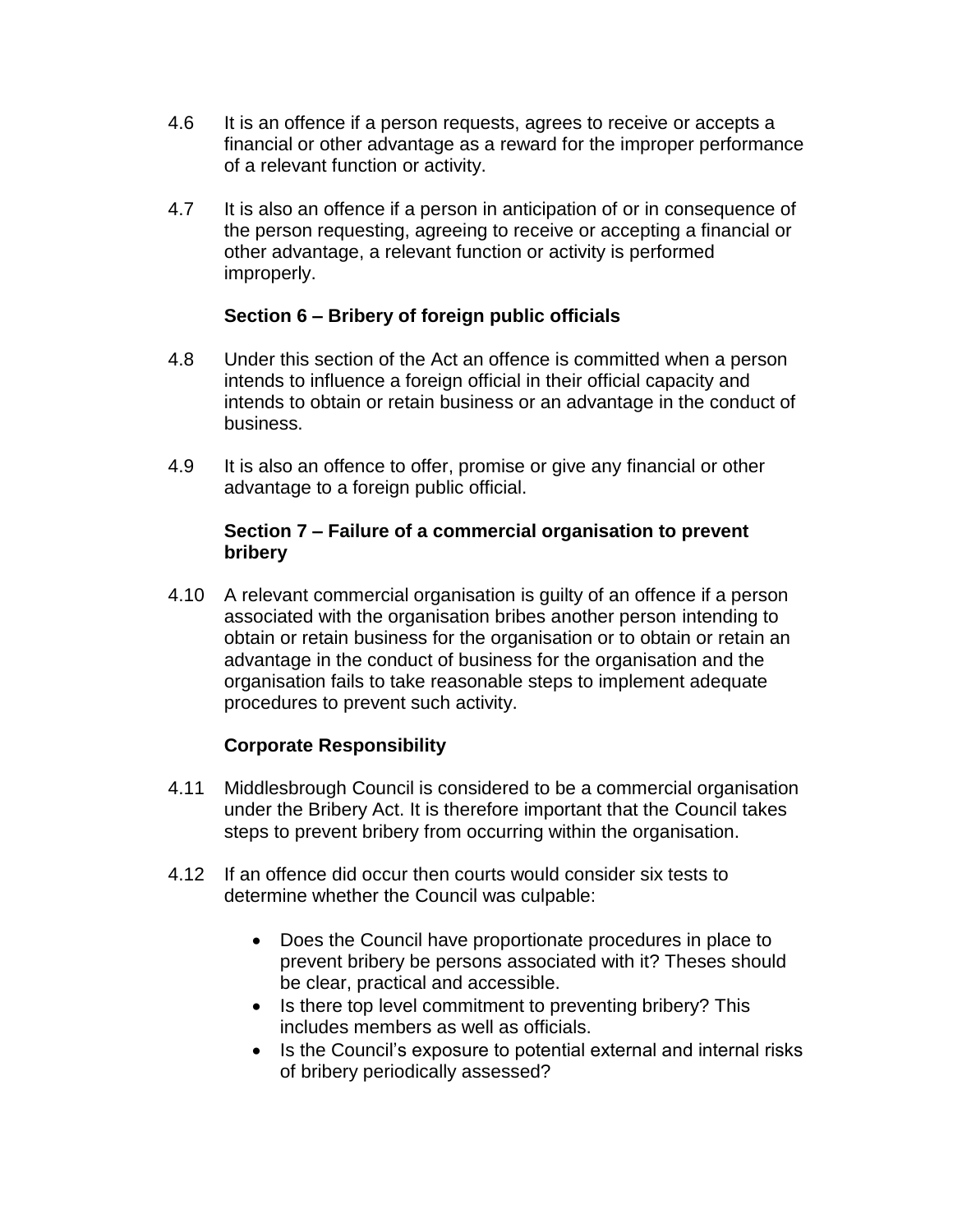4.6 It is an offence if a person requests, agrees to receive or accepts a financial or other advantage as a reward for the improper performance of a relevant function or activity.

4.7 It is also an offence if a person in anticipation of or in consequence of the person requesting, agreeing to receive or accepting a financial or other advantage, a relevant function or activity is performed improperly.

**Section 6 – Bribery of foreign public officials**

4.8 Under this section of the Act an offence is committed when a person intends to influence a foreign official in their official capacity and intends to obtain or retain business or an advantage in the conduct of business.

4.9 It is also an offence to offer, promise or give any financial or other advantage to a foreign public official.

**Section 7 – Failure of a commercial organisation to prevent bribery**

4.10 A relevant commercial organisation is guilty of an offence if a person associated with the organisation bribes another person intending to obtain or retain business for the organisation or to obtain or retain an advantage in the conduct of business for the organisation and the organisation fails to take reasonable steps to implement adequate procedures to prevent such activity.

**Corporate Responsibility**

4.11 Middlesbrough Council is considered to be a commercial organisation under the Bribery Act. It is therefore important that the Council takes steps to prevent bribery from occurring within the organisation.

4.12 If an offence did occur then courts would consider six tests to determine whether the Council was culpable:

- Does the Council have proportionate procedures in place to prevent bribery be persons associated with it? Theses should be clear, practical and accessible.
- Is there top level commitment to preventing bribery? This includes members as well as officials.
- Is the Council's exposure to potential external and internal risks of bribery periodically assessed?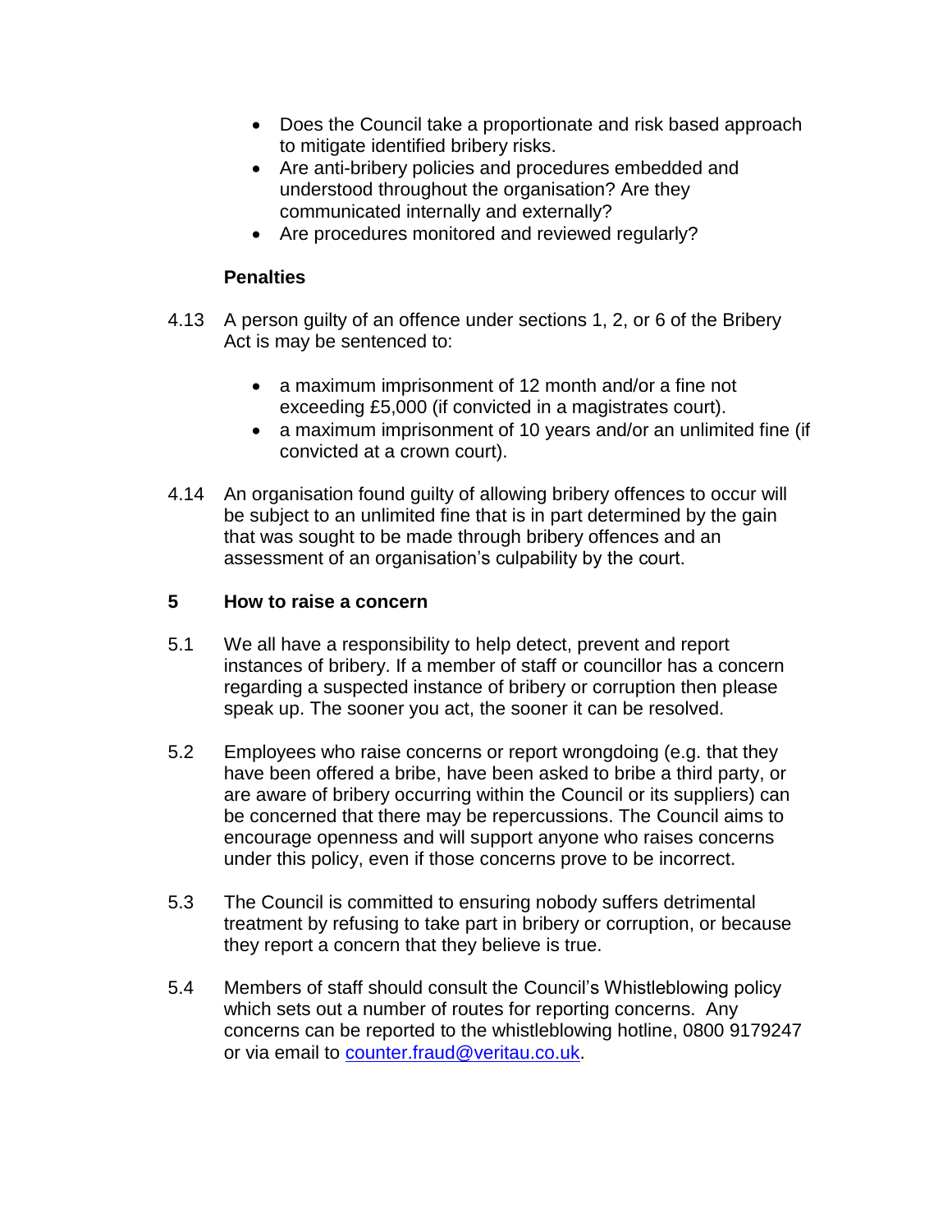- Does the Council take a proportionate and risk based approach to mitigate identified bribery risks.
- Are anti-bribery policies and procedures embedded and understood throughout the organisation? Are they communicated internally and externally?
- Are procedures monitored and reviewed regularly?

**Penalties**

4.13 A person guilty of an offence under sections 1, 2, or 6 of the Bribery Act is may be sentenced to:

- a maximum imprisonment of 12 month and/or a fine not exceeding £5,000 (if convicted in a magistrates court).
- a maximum imprisonment of 10 years and/or an unlimited fine (if convicted at a crown court).

4.14 An organisation found guilty of allowing bribery offences to occur will be subject to an unlimited fine that is in part determined by the gain that was sought to be made through bribery offences and an assessment of an organisation's culpability by the court.

## 5 How to raise a concern

5.1 We all have a responsibility to help detect, prevent and report instances of bribery. If a member of staff or councillor has a concern regarding a suspected instance of bribery or corruption then please speak up. The sooner you act, the sooner it can be resolved.

5.2 Employees who raise concerns or report wrongdoing (e.g. that they have been offered a bribe, have been asked to bribe a third party, or are aware of bribery occurring within the Council or its suppliers) can be concerned that there may be repercussions. The Council aims to encourage openness and will support anyone who raises concerns under this policy, even if those concerns prove to be incorrect.

5.3 The Council is committed to ensuring nobody suffers detrimental treatment by refusing to take part in bribery or corruption, or because they report a concern that they believe is true.

5.4 Members of staff should consult the Council's Whistleblowing policy which sets out a number of routes for reporting concerns. Any concerns can be reported to the whistleblowing hotline, 0800 9179247 or via email to counter.fraud@veritau.co.uk.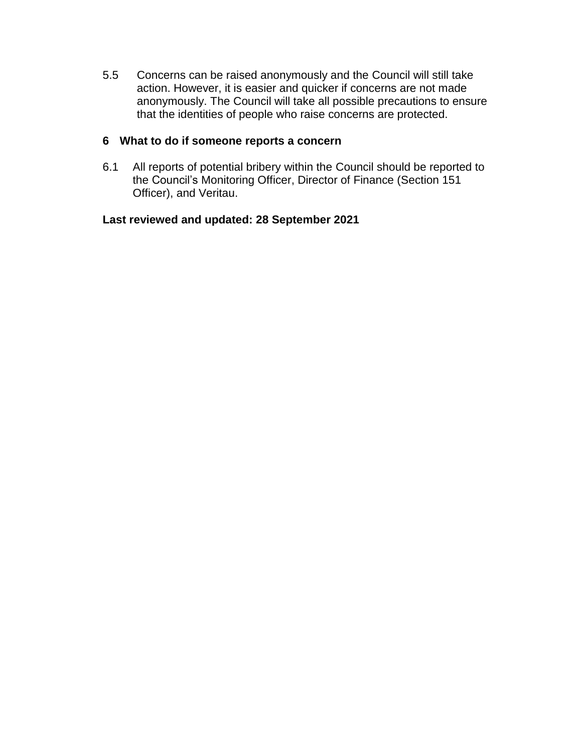5.5 Concerns can be raised anonymously and the Council will still take action. However, it is easier and quicker if concerns are not made anonymously. The Council will take all possible precautions to ensure that the identities of people who raise concerns are protected.

## 6 What to do if someone reports a concern

6.1 All reports of potential bribery within the Council should be reported to the Council's Monitoring Officer, Director of Finance (Section 151 Officer), and Veritau.

**Last reviewed and updated: 28 September 2021**